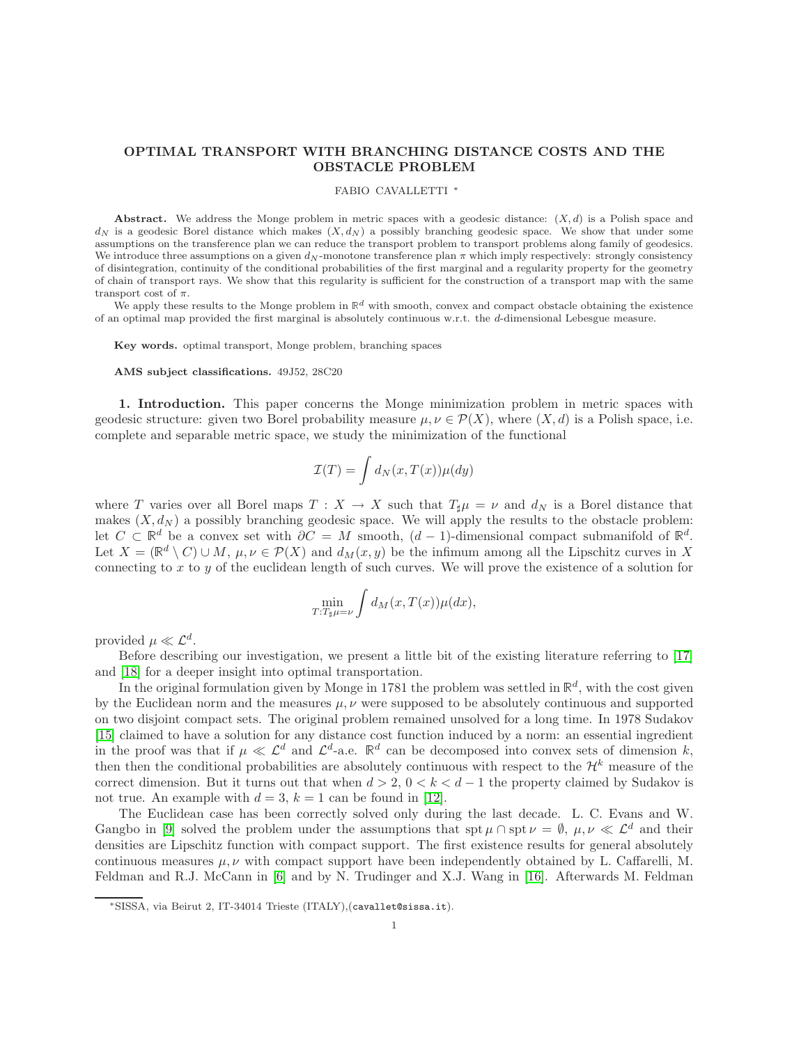# OPTIMAL TRANSPORT WITH BRANCHING DISTANCE COSTS AND THE OBSTACLE PROBLEM

FABIO CAVALLETTI *

**Abstract.** We address the Monge problem in metric spaces with a geodesic distance: $(X, d)$ is a Polish space and $d_N$ is a geodesic Borel distance which makes $(X, d_N)$ a possibly branching geodesic space. We show that under some assumptions on the transference plan we can reduce the transport problem to transport problems along family of geodesics. We introduce three assumptions on a given $d_N$-monotone transference plan $\pi$ which imply respectively: strongly consistency of disintegration, continuity of the conditional probabilities of the first marginal and a regularity property for the geometry of chain of transport rays. We show that this regularity is sufficient for the construction of a transport map with the same transport cost of $\pi$.

We apply these results to the Monge problem in $\mathbb{R}^d$ with smooth, convex and compact obstacle obtaining the existence of an optimal map provided the first marginal is absolutely continuous w.r.t. the $d$-dimensional Lebesgue measure.

**Key words.** optimal transport, Monge problem, branching spaces

**AMS subject classifications.** 49J52, 28C20

**1. Introduction.** This paper concerns the Monge minimization problem in metric spaces with geodesic structure: given two Borel probability measure $\mu, \nu \in \mathcal{P}(X)$, where $(X, d)$ is a Polish space, i.e. complete and separable metric space, we study the minimization of the functional

$$\mathcal{I}(T) = \int d_N(x, T(x))\mu(dy)$$

where $T$ varies over all Borel maps $T : X \to X$ such that $T_\sharp\mu = \nu$ and $d_N$ is a Borel distance that makes $(X, d_N)$ a possibly branching geodesic space. We will apply the results to the obstacle problem: let $C \subset \mathbb{R}^d$ be a convex set with $\partial C = M$ smooth, $(d-1)$-dimensional compact submanifold of $\mathbb{R}^d$. Let $X = (\mathbb{R}^d \setminus C) \cup M$, $\mu, \nu \in \mathcal{P}(X)$ and $d_M(x, y)$ be the infimum among all the Lipschitz curves in $X$ connecting to $x$ to $y$ of the euclidean length of such curves. We will prove the existence of a solution for

$$\min_{T: T_\sharp\mu = \nu} \int d_M(x, T(x))\mu(dx),$$

provided $\mu \ll \mathcal{L}^d$.

Before describing our investigation, we present a little bit of the existing literature referring to [17] and [18] for a deeper insight into optimal transportation.

In the original formulation given by Monge in 1781 the problem was settled in $\mathbb{R}^d$, with the cost given by the Euclidean norm and the measures $\mu, \nu$ were supposed to be absolutely continuous and supported on two disjoint compact sets. The original problem remained unsolved for a long time. In 1978 Sudakov [15] claimed to have a solution for any distance cost function induced by a norm: an essential ingredient in the proof was that if $\mu \ll \mathcal{L}^d$ and $\mathcal{L}^d$-a.e. $\mathbb{R}^d$ can be decomposed into convex sets of dimension $k$, then then the conditional probabilities are absolutely continuous with respect to the $\mathcal{H}^k$ measure of the correct dimension. But it turns out that when $d > 2$, $0 < k < d-1$ the property claimed by Sudakov is not true. An example with $d = 3$, $k = 1$ can be found in [12].

The Euclidean case has been correctly solved only during the last decade. L. C. Evans and W. Gangbo in [9] solved the problem under the assumptions that $\operatorname{spt}\mu \cap \operatorname{spt}\nu = \emptyset$, $\mu, \nu \ll \mathcal{L}^d$ and their densities are Lipschitz function with compact support. The first existence results for general absolutely continuous measures $\mu, \nu$ with compact support have been independently obtained by L. Caffarelli, M. Feldman and R.J. McCann in [6] and by N. Trudinger and X.J. Wang in [16]. Afterwards M. Feldman

---

*SISSA, via Beirut 2, IT-34014 Trieste (ITALY),(cavallet@sissa.it).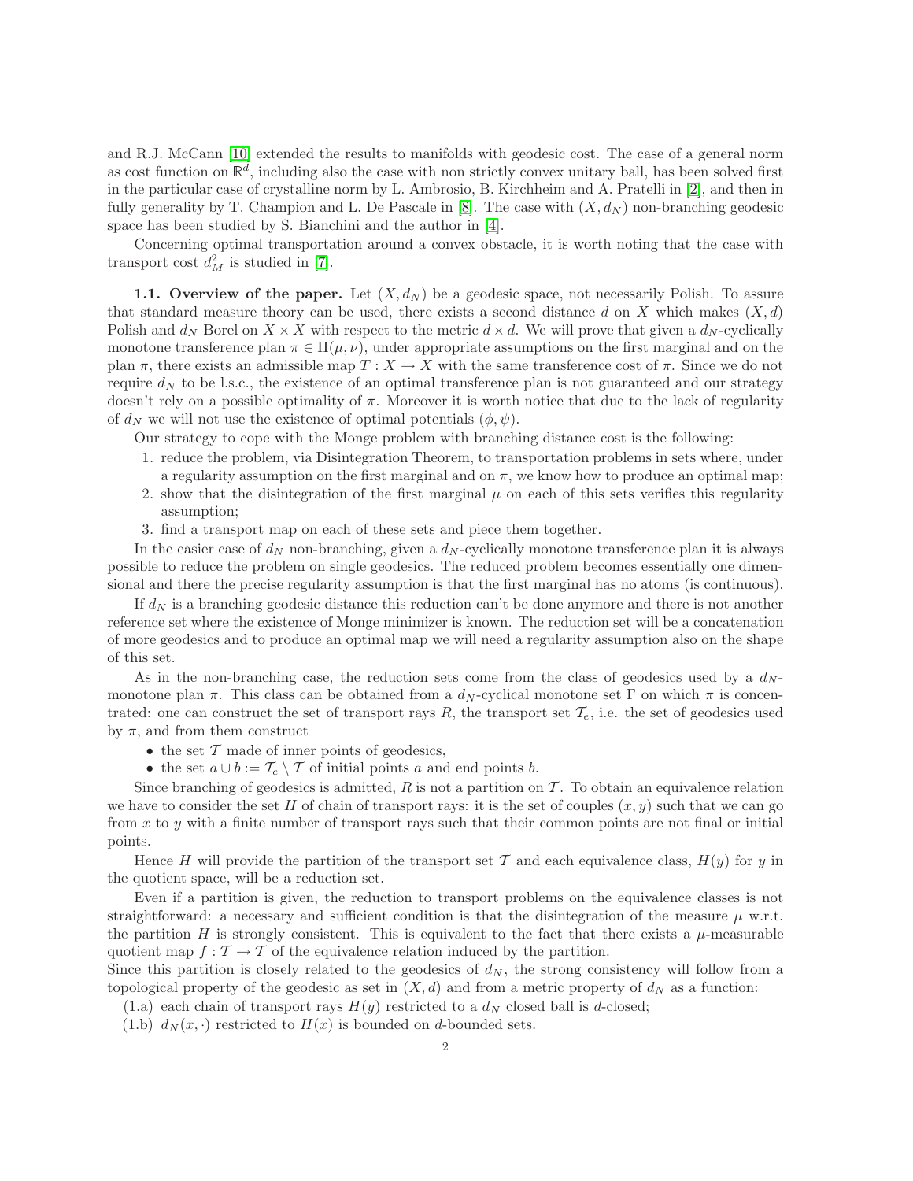and R.J. McCann [10] extended the results to manifolds with geodesic cost. The case of a general norm as cost function on $\mathbb{R}^d$, including also the case with non strictly convex unitary ball, has been solved first in the particular case of crystalline norm by L. Ambrosio, B. Kirchheim and A. Pratelli in [2], and then in fully generality by T. Champion and L. De Pascale in [8]. The case with $(X, d_N)$ non-branching geodesic space has been studied by S. Bianchini and the author in [4].

Concerning optimal transportation around a convex obstacle, it is worth noting that the case with transport cost $d_M^2$ is studied in [7].

**1.1. Overview of the paper.** Let $(X, d_N)$ be a geodesic space, not necessarily Polish. To assure that standard measure theory can be used, there exists a second distance $d$ on $X$ which makes $(X, d)$ Polish and $d_N$ Borel on $X \times X$ with respect to the metric $d \times d$. We will prove that given a $d_N$-cyclically monotone transference plan $\pi \in \Pi(\mu, \nu)$, under appropriate assumptions on the first marginal and on the plan $\pi$, there exists an admissible map $T : X \to X$ with the same transference cost of $\pi$. Since we do not require $d_N$ to be l.s.c., the existence of an optimal transference plan is not guaranteed and our strategy doesn't rely on a possible optimality of $\pi$. Moreover it is worth notice that due to the lack of regularity of $d_N$ we will not use the existence of optimal potentials $(\phi, \psi)$.

Our strategy to cope with the Monge problem with branching distance cost is the following:

1. reduce the problem, via Disintegration Theorem, to transportation problems in sets where, under a regularity assumption on the first marginal and on $\pi$, we know how to produce an optimal map;
2. show that the disintegration of the first marginal $\mu$ on each of this sets verifies this regularity assumption;
3. find a transport map on each of these sets and piece them together.

In the easier case of $d_N$ non-branching, given a $d_N$-cyclically monotone transference plan it is always possible to reduce the problem on single geodesics. The reduced problem becomes essentially one dimensional and there the precise regularity assumption is that the first marginal has no atoms (is continuous).

If $d_N$ is a branching geodesic distance this reduction can't be done anymore and there is not another reference set where the existence of Monge minimizer is known. The reduction set will be a concatenation of more geodesics and to produce an optimal map we will need a regularity assumption also on the shape of this set.

As in the non-branching case, the reduction sets come from the class of geodesics used by a $d_N$-monotone plan $\pi$. This class can be obtained from a $d_N$-cyclical monotone set $\Gamma$ on which $\pi$ is concentrated: one can construct the set of transport rays $R$, the transport set $\mathcal{T}_e$, i.e. the set of geodesics used by $\pi$, and from them construct

- the set $\mathcal{T}$ made of inner points of geodesics,
- the set $a \cup b := \mathcal{T}_e \setminus \mathcal{T}$ of initial points $a$ and end points $b$.

Since branching of geodesics is admitted, $R$ is not a partition on $\mathcal{T}$. To obtain an equivalence relation we have to consider the set $H$ of chain of transport rays: it is the set of couples $(x, y)$ such that we can go from $x$ to $y$ with a finite number of transport rays such that their common points are not final or initial points.

Hence $H$ will provide the partition of the transport set $\mathcal{T}$ and each equivalence class, $H(y)$ for $y$ in the quotient space, will be a reduction set.

Even if a partition is given, the reduction to transport problems on the equivalence classes is not straightforward: a necessary and sufficient condition is that the disintegration of the measure $\mu$ w.r.t. the partition $H$ is strongly consistent. This is equivalent to the fact that there exists a $\mu$-measurable quotient map $f : \mathcal{T} \to \mathcal{T}$ of the equivalence relation induced by the partition.
Since this partition is closely related to the geodesics of $d_N$, the strong consistency will follow from a topological property of the geodesic as set in $(X, d)$ and from a metric property of $d_N$ as a function:

(1.a) each chain of transport rays $H(y)$ restricted to a $d_N$ closed ball is $d$-closed;
(1.b) $d_N(x, \cdot)$ restricted to $H(x)$ is bounded on $d$-bounded sets.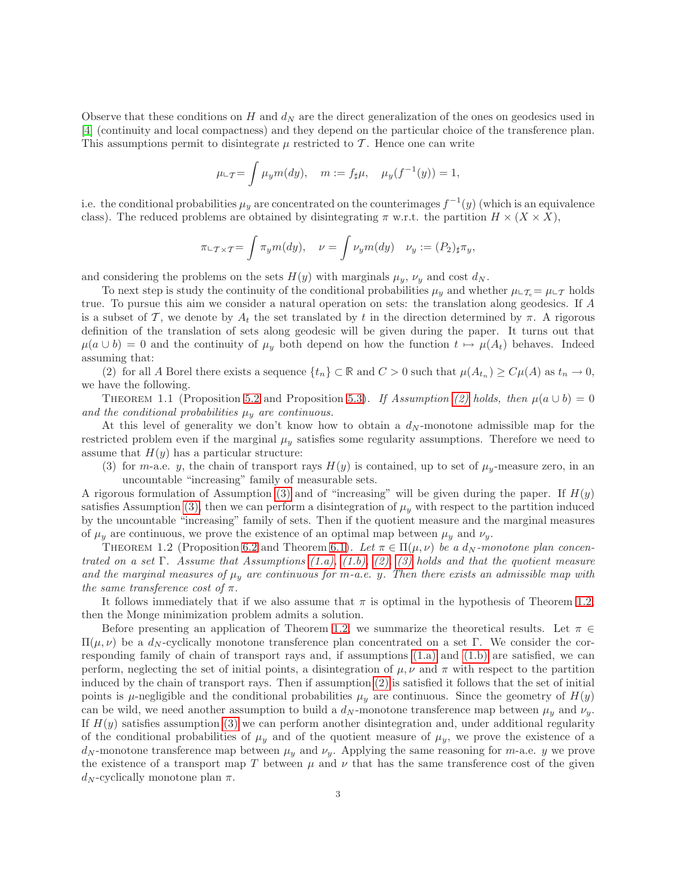Observe that these conditions on $H$ and $d_N$ are the direct generalization of the ones on geodesics used in [4] (continuity and local compactness) and they depend on the particular choice of the transference plan. This assumptions permit to disintegrate $\mu$ restricted to $\mathcal{T}$. Hence one can write

$$\mu_{\llcorner \mathcal{T}} = \int \mu_y m(dy), \quad m := f_\sharp \mu, \quad \mu_y(f^{-1}(y)) = 1,$$

i.e. the conditional probabilities $\mu_y$ are concentrated on the counterimages $f^{-1}(y)$ (which is an equivalence class). The reduced problems are obtained by disintegrating $\pi$ w.r.t. the partition $H \times (X \times X)$,

$$\pi_{\llcorner \mathcal{T} \times \mathcal{T}} = \int \pi_y m(dy), \quad \nu = \int \nu_y m(dy) \quad \nu_y := (P_2)_\sharp \pi_y,$$

and considering the problems on the sets $H(y)$ with marginals $\mu_y$, $\nu_y$ and cost $d_N$.

To next step is study the continuity of the conditional probabilities $\mu_y$ and whether $\mu_{\llcorner \mathcal{T}_e} = \mu_{\llcorner \mathcal{T}}$ holds true. To pursue this aim we consider a natural operation on sets: the translation along geodesics. If $A$ is a subset of $\mathcal{T}$, we denote by $A_t$ the set translated by $t$ in the direction determined by $\pi$. A rigorous definition of the translation of sets along geodesic will be given during the paper. It turns out that $\mu(a \cup b) = 0$ and the continuity of $\mu_y$ both depend on how the function $t \mapsto \mu(A_t)$ behaves. Indeed assuming that:

(2) for all $A$ Borel there exists a sequence $\{t_n\} \subset \mathbb{R}$ and $C > 0$ such that $\mu(A_{t_n}) \geq C\mu(A)$ as $t_n \to 0$,

we have the following.

Theorem 1.1 (Proposition 5.2 and Proposition 5.3). *If Assumption (2) holds, then $\mu(a \cup b) = 0$ and the conditional probabilities $\mu_y$ are continuous.*

At this level of generality we don't know how to obtain a $d_N$-monotone admissible map for the restricted problem even if the marginal $\mu_y$ satisfies some regularity assumptions. Therefore we need to assume that $H(y)$ has a particular structure:

(3) for $m$-a.e. $y$, the chain of transport rays $H(y)$ is contained, up to set of $\mu_y$-measure zero, in an uncountable "increasing" family of measurable sets.

A rigorous formulation of Assumption (3) and of "increasing" will be given during the paper. If $H(y)$ satisfies Assumption (3), then we can perform a disintegration of $\mu_y$ with respect to the partition induced by the uncountable "increasing" family of sets. Then if the quotient measure and the marginal measures of $\mu_y$ are continuous, we prove the existence of an optimal map between $\mu_y$ and $\nu_y$.

Theorem 1.2 (Proposition 6.2 and Theorem 6.1). *Let $\pi \in \Pi(\mu, \nu)$ be a $d_N$-monotone plan concentrated on a set $\Gamma$. Assume that Assumptions (1.a), (1.b), (2), (3) holds and that the quotient measure and the marginal measures of $\mu_y$ are continuous for $m$-a.e. $y$. Then there exists an admissible map with the same transference cost of $\pi$.*

It follows immediately that if we also assume that $\pi$ is optimal in the hypothesis of Theorem 1.2, then the Monge minimization problem admits a solution.

Before presenting an application of Theorem 1.2, we summarize the theoretical results. Let $\pi \in \Pi(\mu, \nu)$ be a $d_N$-cyclically monotone transference plan concentrated on a set $\Gamma$. We consider the corresponding family of chain of transport rays and, if assumptions (1.a) and (1.b) are satisfied, we can perform, neglecting the set of initial points, a disintegration of $\mu, \nu$ and $\pi$ with respect to the partition induced by the chain of transport rays. Then if assumption (2) is satisfied it follows that the set of initial points is $\mu$-negligible and the conditional probabilities $\mu_y$ are continuous. Since the geometry of $H(y)$ can be wild, we need another assumption to build a $d_N$-monotone transference map between $\mu_y$ and $\nu_y$. If $H(y)$ satisfies assumption (3) we can perform another disintegration and, under additional regularity of the conditional probabilities of $\mu_y$ and of the quotient measure of $\mu_y$, we prove the existence of a $d_N$-monotone transference map between $\mu_y$ and $\nu_y$. Applying the same reasoning for $m$-a.e. $y$ we prove the existence of a transport map $T$ between $\mu$ and $\nu$ that has the same transference cost of the given $d_N$-cyclically monotone plan $\pi$.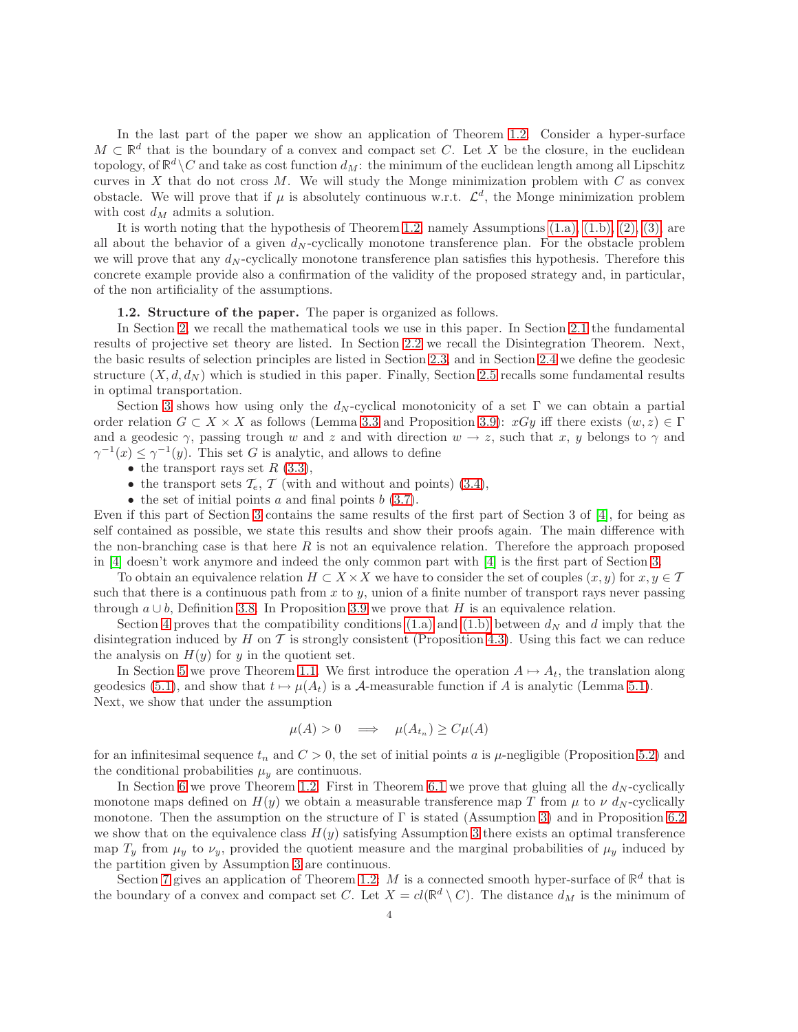In the last part of the paper we show an application of Theorem 1.2. Consider a hyper-surface $M \subset \mathbb{R}^d$ that is the boundary of a convex and compact set $C$. Let $X$ be the closure, in the euclidean topology, of $\mathbb{R}^d \setminus C$ and take as cost function $d_M$: the minimum of the euclidean length among all Lipschitz curves in $X$ that do not cross $M$. We will study the Monge minimization problem with $C$ as convex obstacle. We will prove that if $\mu$ is absolutely continuous w.r.t. $\mathcal{L}^d$, the Monge minimization problem with cost $d_M$ admits a solution.

It is worth noting that the hypothesis of Theorem 1.2, namely Assumptions (1.a), (1.b), (2), (3) are all about the behavior of a given $d_N$-cyclically monotone transference plan. For the obstacle problem we will prove that any $d_N$-cyclically monotone transference plan satisfies this hypothesis. Therefore this concrete example provide also a confirmation of the validity of the proposed strategy and, in particular, of the non artificiality of the assumptions.

**1.2. Structure of the paper.** The paper is organized as follows.

In Section 2, we recall the mathematical tools we use in this paper. In Section 2.1 the fundamental results of projective set theory are listed. In Section 2.2 we recall the Disintegration Theorem. Next, the basic results of selection principles are listed in Section 2.3, and in Section 2.4 we define the geodesic structure $(X, d, d_N)$ which is studied in this paper. Finally, Section 2.5 recalls some fundamental results in optimal transportation.

Section 3 shows how using only the $d_N$-cyclical monotonicity of a set $\Gamma$ we can obtain a partial order relation $G \subset X \times X$ as follows (Lemma 3.3 and Proposition 3.9): $xGy$ iff there exists $(w, z) \in \Gamma$ and a geodesic $\gamma$, passing trough $w$ and $z$ and with direction $w \to z$, such that $x$, $y$ belongs to $\gamma$ and $\gamma^{-1}(x) \leq \gamma^{-1}(y)$. This set $G$ is analytic, and allows to define

- the transport rays set $R$ (3.3),
- the transport sets $\mathcal{T}_e$, $\mathcal{T}$ (with and without and points) (3.4),
- the set of initial points $a$ and final points $b$ (3.7).

Even if this part of Section 3 contains the same results of the first part of Section 3 of [4], for being as self contained as possible, we state this results and show their proofs again. The main difference with the non-branching case is that here $R$ is not an equivalence relation. Therefore the approach proposed in [4] doesn't work anymore and indeed the only common part with [4] is the first part of Section 3.

To obtain an equivalence relation $H \subset X \times X$ we have to consider the set of couples $(x, y)$ for $x, y \in \mathcal{T}$ such that there is a continuous path from $x$ to $y$, union of a finite number of transport rays never passing through $a \cup b$, Definition 3.8. In Proposition 3.9 we prove that $H$ is an equivalence relation.

Section 4 proves that the compatibility conditions (1.a) and (1.b) between $d_N$ and $d$ imply that the disintegration induced by $H$ on $\mathcal{T}$ is strongly consistent (Proposition 4.3). Using this fact we can reduce the analysis on $H(y)$ for $y$ in the quotient set.

In Section 5 we prove Theorem 1.1. We first introduce the operation $A \mapsto A_t$, the translation along geodesics (5.1), and show that $t \mapsto \mu(A_t)$ is a $\mathcal{A}$-measurable function if $A$ is analytic (Lemma 5.1). Next, we show that under the assumption

$$\mu(A) > 0 \quad \Longrightarrow \quad \mu(A_{t_n}) \geq C\mu(A)$$

for an infinitesimal sequence $t_n$ and $C > 0$, the set of initial points $a$ is $\mu$-negligible (Proposition 5.2) and the conditional probabilities $\mu_y$ are continuous.

In Section 6 we prove Theorem 1.2. First in Theorem 6.1 we prove that gluing all the $d_N$-cyclically monotone maps defined on $H(y)$ we obtain a measurable transference map $T$ from $\mu$ to $\nu$ $d_N$-cyclically monotone. Then the assumption on the structure of $\Gamma$ is stated (Assumption 3) and in Proposition 6.2 we show that on the equivalence class $H(y)$ satisfying Assumption 3 there exists an optimal transference map $T_y$ from $\mu_y$ to $\nu_y$, provided the quotient measure and the marginal probabilities of $\mu_y$ induced by the partition given by Assumption 3 are continuous.

Section 7 gives an application of Theorem 1.2: $M$ is a connected smooth hyper-surface of $\mathbb{R}^d$ that is the boundary of a convex and compact set $C$. Let $X = cl(\mathbb{R}^d \setminus C)$. The distance $d_M$ is the minimum of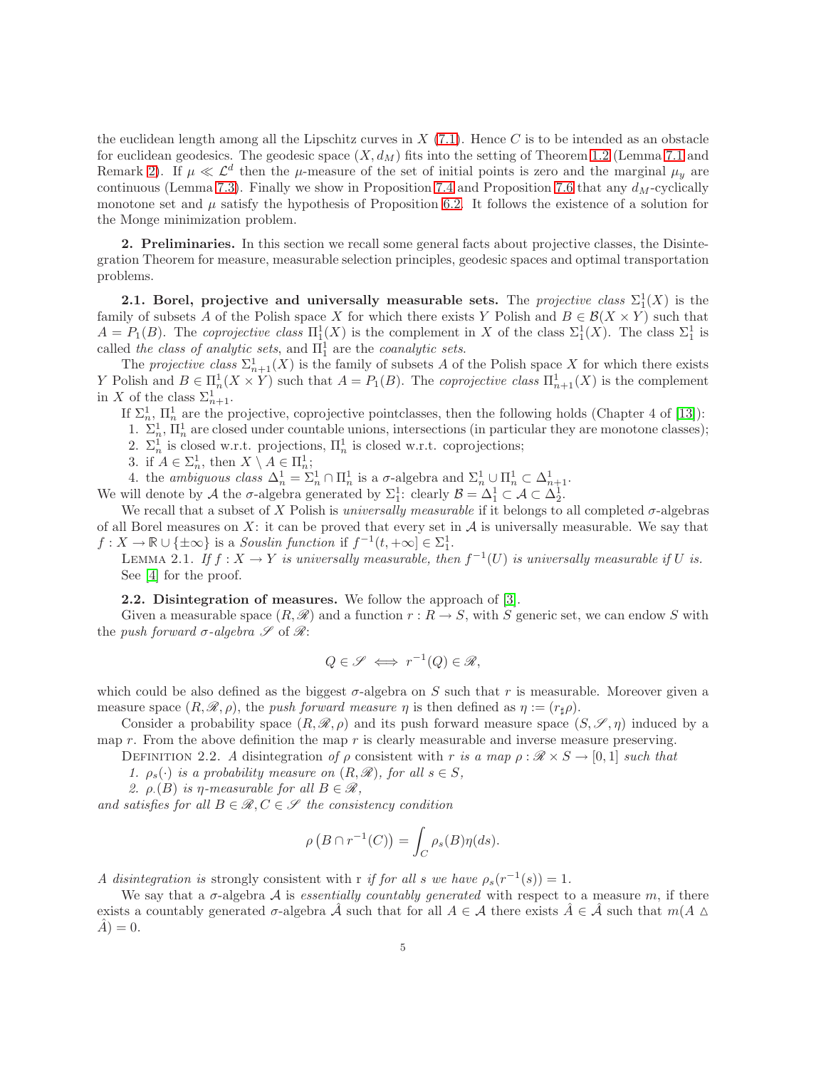the euclidean length among all the Lipschitz curves in $X$ (7.1). Hence $C$ is to be intended as an obstacle for euclidean geodesics. The geodesic space $(X, d_M)$ fits into the setting of Theorem 1.2 (Lemma 7.1 and Remark 2). If $\mu \ll \mathcal{L}^d$ then the $\mu$-measure of the set of initial points is zero and the marginal $\mu_y$ are continuous (Lemma 7.3). Finally we show in Proposition 7.4 and Proposition 7.6 that any $d_M$-cyclically monotone set and $\mu$ satisfy the hypothesis of Proposition 6.2. It follows the existence of a solution for the Monge minimization problem.

## 2. Preliminaries.

In this section we recall some general facts about projective classes, the Disintegration Theorem for measure, measurable selection principles, geodesic spaces and optimal transportation problems.

### 2.1. Borel, projective and universally measurable sets.

The *projective class* $\Sigma^1_1(X)$ is the family of subsets $A$ of the Polish space $X$ for which there exists $Y$ Polish and $B \in \mathcal{B}(X \times Y)$ such that $A = P_1(B)$. The *coprojective class* $\Pi^1_1(X)$ is the complement in $X$ of the class $\Sigma^1_1(X)$. The class $\Sigma^1_1$ is called *the class of analytic sets*, and $\Pi^1_1$ are the *coanalytic sets*.

The *projective class* $\Sigma^1_{n+1}(X)$ is the family of subsets $A$ of the Polish space $X$ for which there exists $Y$ Polish and $B \in \Pi^1_n(X \times Y)$ such that $A = P_1(B)$. The *coprojective class* $\Pi^1_{n+1}(X)$ is the complement in $X$ of the class $\Sigma^1_{n+1}$.

If $\Sigma^1_n$, $\Pi^1_n$ are the projective, coprojective pointclasses, then the following holds (Chapter 4 of [13]):

1. $\Sigma^1_n$, $\Pi^1_n$ are closed under countable unions, intersections (in particular they are monotone classes);
2. $\Sigma^1_n$ is closed w.r.t. projections, $\Pi^1_n$ is closed w.r.t. coprojections;
3. if $A \in \Sigma^1_n$, then $X \setminus A \in \Pi^1_n$;
4. the *ambiguous class* $\Delta^1_n = \Sigma^1_n \cap \Pi^1_n$ is a $\sigma$-algebra and $\Sigma^1_n \cup \Pi^1_n \subset \Delta^1_{n+1}$.

We will denote by $\mathcal{A}$ the $\sigma$-algebra generated by $\Sigma^1_1$: clearly $\mathcal{B} = \Delta^1_1 \subset \mathcal{A} \subset \Delta^1_2$.

We recall that a subset of $X$ Polish is *universally measurable* if it belongs to all completed $\sigma$-algebras of all Borel measures on $X$: it can be proved that every set in $\mathcal{A}$ is universally measurable. We say that $f : X \to \mathbb{R} \cup \{\pm\infty\}$ is a *Souslin function* if $f^{-1}(t, +\infty] \in \Sigma^1_1$.

Lemma 2.1. *If $f : X \to Y$ is universally measurable, then $f^{-1}(U)$ is universally measurable if $U$ is.*

See [4] for the proof.

### 2.2. Disintegration of measures.

We follow the approach of [3].

Given a measurable space $(R, \mathscr{R})$ and a function $r : R \to S$, with $S$ generic set, we can endow $S$ with the *push forward $\sigma$-algebra* $\mathscr{S}$ of $\mathscr{R}$:

$$Q \in \mathscr{S} \iff r^{-1}(Q) \in \mathscr{R},$$

which could be also defined as the biggest $\sigma$-algebra on $S$ such that $r$ is measurable. Moreover given a measure space $(R, \mathscr{R}, \rho)$, the *push forward measure* $\eta$ is then defined as $\eta := (r_\sharp \rho)$.

Consider a probability space $(R, \mathscr{R}, \rho)$ and its push forward measure space $(S, \mathscr{S}, \eta)$ induced by a map $r$. From the above definition the map $r$ is clearly measurable and inverse measure preserving.

Definition 2.2. *A* disintegration *of $\rho$ consistent with $r$ is a map $\rho : \mathscr{R} \times S \to [0, 1]$ such that*

1. *$\rho_s(\cdot)$ is a probability measure on $(R, \mathscr{R})$, for all $s \in S$,*
2. *$\rho_\cdot(B)$ is $\eta$-measurable for all $B \in \mathscr{R}$,*

*and satisfies for all $B \in \mathscr{R}, C \in \mathscr{S}$ the consistency condition*

$$\rho\left(B \cap r^{-1}(C)\right) = \int_C \rho_s(B)\eta(ds).$$

*A disintegration is* strongly consistent with r *if for all $s$ we have $\rho_s(r^{-1}(s)) = 1$.*

We say that a $\sigma$-algebra $\mathcal{A}$ is *essentially countably generated* with respect to a measure $m$, if there exists a countably generated $\sigma$-algebra $\hat{\mathcal{A}}$ such that for all $A \in \mathcal{A}$ there exists $\hat{A} \in \hat{\mathcal{A}}$ such that $m(A \vartriangle \hat{A}) = 0$.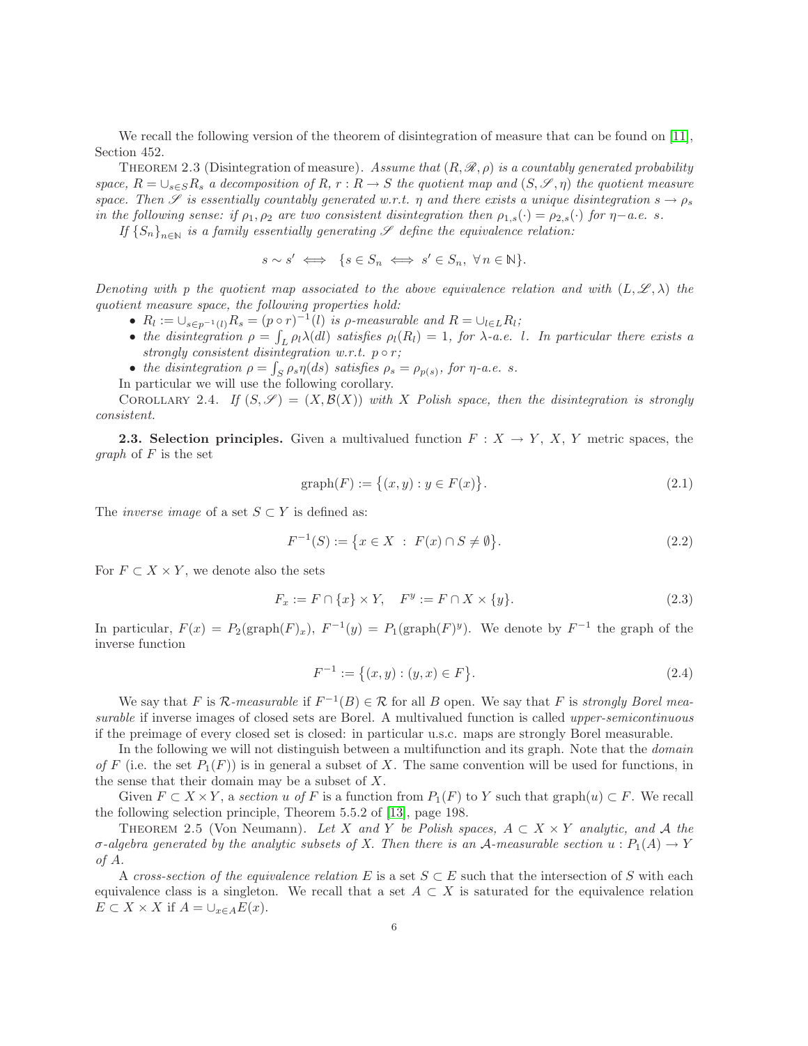We recall the following version of the theorem of disintegration of measure that can be found on [11], Section 452.

THEOREM 2.3 (Disintegration of measure). *Assume that $(R, \mathscr{R}, \rho)$ is a countably generated probability space, $R = \cup_{s \in S} R_s$ a decomposition of $R$, $r : R \to S$ the quotient map and $(S, \mathscr{S}, \eta)$ the quotient measure space. Then $\mathscr{S}$ is essentially countably generated w.r.t. $\eta$ and there exists a unique disintegration $s \to \rho_s$ in the following sense: if $\rho_1, \rho_2$ are two consistent disintegration then $\rho_{1,s}(\cdot) = \rho_{2,s}(\cdot)$ for $\eta-$a.e. $s$.*

*If $\{S_n\}_{n \in \mathbb{N}}$ is a family essentially generating $\mathscr{S}$ define the equivalence relation:*

$$s \sim s' \iff \{s \in S_n \iff s' \in S_n, \ \forall n \in \mathbb{N}\}.$$

*Denoting with $p$ the quotient map associated to the above equivalence relation and with $(L, \mathscr{L}, \lambda)$ the quotient measure space, the following properties hold:*

- *$R_l := \cup_{s \in p^{-1}(l)} R_s = (p \circ r)^{-1}(l)$ is $\rho$-measurable and $R = \cup_{l \in L} R_l$;*
- *the disintegration $\rho = \int_L \rho_l \lambda(dl)$ satisfies $\rho_l(R_l) = 1$, for $\lambda$-a.e. $l$. In particular there exists a strongly consistent disintegration w.r.t. $p \circ r$;*
- *the disintegration $\rho = \int_S \rho_s \eta(ds)$ satisfies $\rho_s = \rho_{p(s)}$, for $\eta$-a.e. $s$.*

In particular we will use the following corollary.

COROLLARY 2.4. *If $(S, \mathscr{S}) = (X, \mathcal{B}(X))$ with $X$ Polish space, then the disintegration is strongly consistent.*

**2.3. Selection principles.** Given a multivalued function $F : X \to Y$, $X$, $Y$ metric spaces, the *graph* of $F$ is the set

$$\mathrm{graph}(F) := \big\{(x, y) : y \in F(x)\big\}. \tag{2.1}$$

The *inverse image* of a set $S \subset Y$ is defined as:

$$F^{-1}(S) := \big\{x \in X \ : \ F(x) \cap S \neq \emptyset\big\}. \tag{2.2}$$

For $F \subset X \times Y$, we denote also the sets

$$F_x := F \cap \{x\} \times Y, \quad F^y := F \cap X \times \{y\}. \tag{2.3}$$

In particular, $F(x) = P_2(\mathrm{graph}(F)_x)$, $F^{-1}(y) = P_1(\mathrm{graph}(F)^y)$. We denote by $F^{-1}$ the graph of the inverse function

$$F^{-1} := \big\{(x, y) : (y, x) \in F\big\}. \tag{2.4}$$

We say that $F$ is *$\mathcal{R}$-measurable* if $F^{-1}(B) \in \mathcal{R}$ for all $B$ open. We say that $F$ is *strongly Borel measurable* if inverse images of closed sets are Borel. A multivalued function is called *upper-semicontinuous* if the preimage of every closed set is closed: in particular u.s.c. maps are strongly Borel measurable.

In the following we will not distinguish between a multifunction and its graph. Note that the *domain of $F$* (i.e. the set $P_1(F)$) is in general a subset of $X$. The same convention will be used for functions, in the sense that their domain may be a subset of $X$.

Given $F \subset X \times Y$, a *section $u$ of $F$* is a function from $P_1(F)$ to $Y$ such that $\mathrm{graph}(u) \subset F$. We recall the following selection principle, Theorem 5.5.2 of [13], page 198.

THEOREM 2.5 (Von Neumann). *Let $X$ and $Y$ be Polish spaces, $A \subset X \times Y$ analytic, and $\mathcal{A}$ the $\sigma$-algebra generated by the analytic subsets of $X$. Then there is an $\mathcal{A}$-measurable section $u : P_1(A) \to Y$ of $A$.*

A *cross-section of the equivalence relation $E$* is a set $S \subset E$ such that the intersection of $S$ with each equivalence class is a singleton. We recall that a set $A \subset X$ is saturated for the equivalence relation $E \subset X \times X$ if $A = \cup_{x \in A} E(x)$.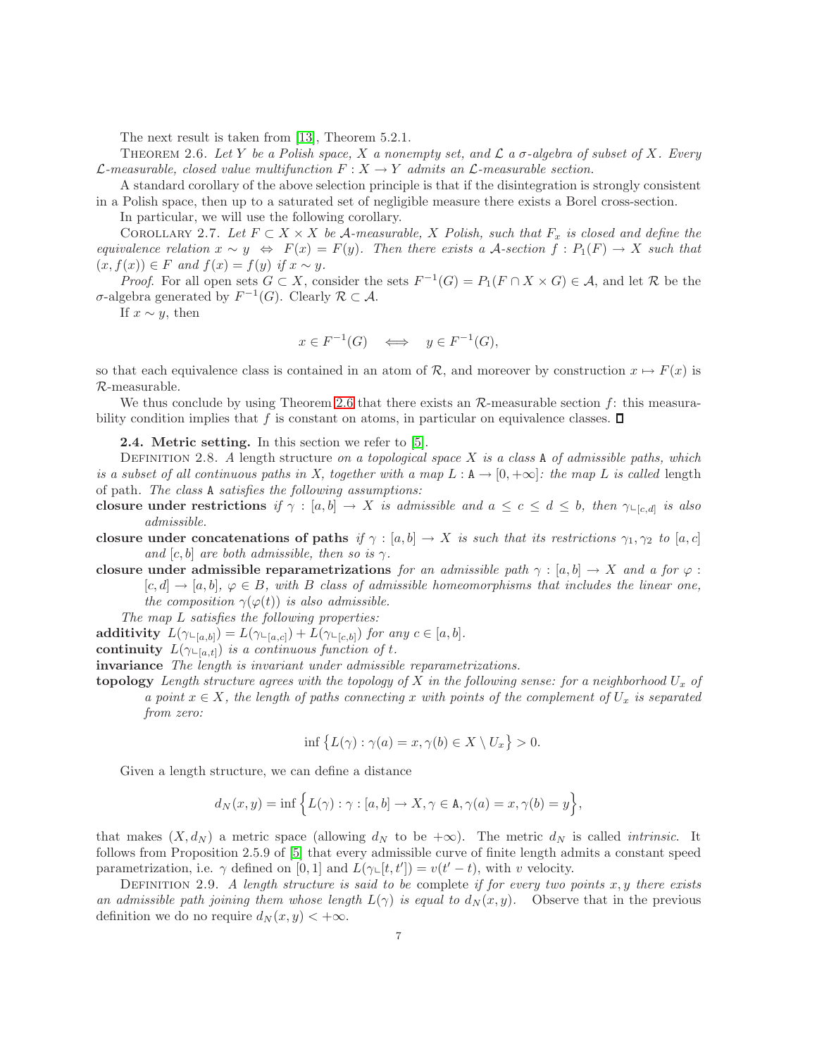The next result is taken from [13], Theorem 5.2.1.

THEOREM 2.6. *Let $Y$ be a Polish space, $X$ a nonempty set, and $\mathcal{L}$ a $\sigma$-algebra of subset of $X$. Every $\mathcal{L}$-measurable, closed value multifunction $F : X \to Y$ admits an $\mathcal{L}$-measurable section.*

A standard corollary of the above selection principle is that if the disintegration is strongly consistent in a Polish space, then up to a saturated set of negligible measure there exists a Borel cross-section.

In particular, we will use the following corollary.

COROLLARY 2.7. *Let $F \subset X \times X$ be $\mathcal{A}$-measurable, $X$ Polish, such that $F_x$ is closed and define the equivalence relation $x \sim y \iff F(x) = F(y)$. Then there exists a $\mathcal{A}$-section $f : P_1(F) \to X$ such that $(x, f(x)) \in F$ and $f(x) = f(y)$ if $x \sim y$.*

*Proof.* For all open sets $G \subset X$, consider the sets $F^{-1}(G) = P_1(F \cap X \times G) \in \mathcal{A}$, and let $\mathcal{R}$ be the $\sigma$-algebra generated by $F^{-1}(G)$. Clearly $\mathcal{R} \subset \mathcal{A}$.

If $x \sim y$, then

$$x \in F^{-1}(G) \quad \Longleftrightarrow \quad y \in F^{-1}(G),$$

so that each equivalence class is contained in an atom of $\mathcal{R}$, and moreover by construction $x \mapsto F(x)$ is $\mathcal{R}$-measurable.

We thus conclude by using Theorem 2.6 that there exists an $\mathcal{R}$-measurable section $f$: this measurability condition implies that $f$ is constant on atoms, in particular on equivalence classes. ∎

**2.4. Metric setting.** In this section we refer to [5].

DEFINITION 2.8. *A* length structure *on a topological space $X$ is a class $\mathtt{A}$ of admissible paths, which is a subset of all continuous paths in $X$, together with a map $L : \mathtt{A} \to [0, +\infty]$: the map $L$ is called* length *of path. The class $\mathtt{A}$ satisfies the following assumptions:*

**closure under restrictions** *if $\gamma : [a, b] \to X$ is admissible and $a \leq c \leq d \leq b$, then $\gamma \llcorner_{[c,d]}$ is also admissible.*

**closure under concatenations of paths** *if $\gamma : [a, b] \to X$ is such that its restrictions $\gamma_1, \gamma_2$ to $[a, c]$ and $[c, b]$ are both admissible, then so is $\gamma$.*

**closure under admissible reparametrizations** *for an admissible path $\gamma : [a, b] \to X$ and a for $\varphi : [c, d] \to [a, b]$, $\varphi \in B$, with $B$ class of admissible homeomorphisms that includes the linear one, the composition $\gamma(\varphi(t))$ is also admissible.*

*The map $L$ satisfies the following properties:*

**additivity** *$L(\gamma \llcorner_{[a,b]}) = L(\gamma \llcorner_{[a,c]}) + L(\gamma \llcorner_{[c,b]})$ for any $c \in [a, b]$.*

**continuity** *$L(\gamma \llcorner_{[a,t]})$ is a continuous function of $t$.*

**invariance** *The length is invariant under admissible reparametrizations.*

**topology** *Length structure agrees with the topology of $X$ in the following sense: for a neighborhood $U_x$ of a point $x \in X$, the length of paths connecting $x$ with points of the complement of $U_x$ is separated from zero:*

$$\inf \big\{ L(\gamma) : \gamma(a) = x, \gamma(b) \in X \setminus U_x \big\} > 0.$$

Given a length structure, we can define a distance

$$d_N(x, y) = \inf \Big\{ L(\gamma) : \gamma : [a, b] \to X, \gamma \in \mathtt{A}, \gamma(a) = x, \gamma(b) = y \Big\},$$

that makes $(X, d_N)$ a metric space (allowing $d_N$ to be $+\infty$). The metric $d_N$ is called *intrinsic*. It follows from Proposition 2.5.9 of [5] that every admissible curve of finite length admits a constant speed parametrization, i.e. $\gamma$ defined on $[0, 1]$ and $L(\gamma \llcorner [t, t']) = v(t' - t)$, with $v$ velocity.

DEFINITION 2.9. *A length structure is said to be* complete *if for every two points $x, y$ there exists an admissible path joining them whose length $L(\gamma)$ is equal to $d_N(x, y)$.* Observe that in the previous definition we do no require $d_N(x, y) < +\infty$.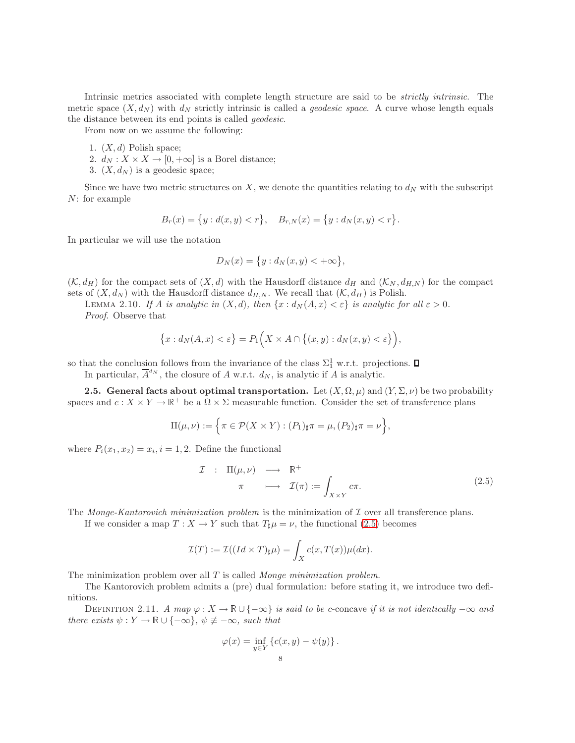Intrinsic metrics associated with complete length structure are said to be *strictly intrinsic*. The metric space $(X, d_N)$ with $d_N$ strictly intrinsic is called a *geodesic space*. A curve whose length equals the distance between its end points is called *geodesic*.

From now on we assume the following:

1. $(X, d)$ Polish space;
2. $d_N : X \times X \to [0, +\infty]$ is a Borel distance;
3. $(X, d_N)$ is a geodesic space;

Since we have two metric structures on $X$, we denote the quantities relating to $d_N$ with the subscript $N$: for example

$$B_r(x) = \big\{y : d(x, y) < r\big\}, \quad B_{r,N}(x) = \big\{y : d_N(x, y) < r\big\}.$$

In particular we will use the notation

$$D_N(x) = \big\{y : d_N(x, y) < +\infty\big\},$$

$(\mathcal{K}, d_H)$ for the compact sets of $(X, d)$ with the Hausdorff distance $d_H$ and $(\mathcal{K}_N, d_{H,N})$ for the compact sets of $(X, d_N)$ with the Hausdorff distance $d_{H,N}$. We recall that $(\mathcal{K}, d_H)$ is Polish.

Lemma 2.10. *If $A$ is analytic in $(X, d)$, then $\{x : d_N(A, x) < \varepsilon\}$ is analytic for all $\varepsilon > 0$.*

*Proof.* Observe that

$$\big\{x : d_N(A, x) < \varepsilon\big\} = P_1\Big(X \times A \cap \big\{(x, y) : d_N(x, y) < \varepsilon\big\}\Big),$$

so that the conclusion follows from the invariance of the class $\Sigma^1_1$ w.r.t. projections. ∎

In particular, $\overline{A}^{d_N}$, the closure of $A$ w.r.t. $d_N$, is analytic if $A$ is analytic.

**2.5. General facts about optimal transportation.** Let $(X, \Omega, \mu)$ and $(Y, \Sigma, \nu)$ be two probability spaces and $c : X \times Y \to \mathbb{R}^+$ be a $\Omega \times \Sigma$ measurable function. Consider the set of transference plans

$$\Pi(\mu, \nu) := \Big\{\pi \in \mathcal{P}(X \times Y) : (P_1)_\sharp \pi = \mu, (P_2)_\sharp \pi = \nu\Big\},$$

where $P_i(x_1, x_2) = x_i$, $i = 1, 2$. Define the functional

$$\begin{array}{rccl} \mathcal{I} & : & \Pi(\mu, \nu) & \longrightarrow \ \mathbb{R}^+ \\ & & \pi & \longmapsto \ \mathcal{I}(\pi) := \displaystyle\int_{X \times Y} c\pi. \end{array} \tag{2.5}$$

The *Monge-Kantorovich minimization problem* is the minimization of $\mathcal{I}$ over all transference plans.

If we consider a map $T : X \to Y$ such that $T_\sharp \mu = \nu$, the functional (2.5) becomes

$$\mathcal{I}(T) := \mathcal{I}((Id \times T)_\sharp \mu) = \int_X c(x, T(x))\mu(dx).$$

The minimization problem over all $T$ is called *Monge minimization problem*.

The Kantorovich problem admits a (pre) dual formulation: before stating it, we introduce two definitions.

Definition 2.11. *A map $\varphi : X \to \mathbb{R} \cup \{-\infty\}$ is said to be* $c$-concave *if it is not identically $-\infty$ and there exists $\psi : Y \to \mathbb{R} \cup \{-\infty\}$, $\psi \not\equiv -\infty$, such that*

$$\varphi(x) = \inf_{y \in Y} \{c(x, y) - \psi(y)\}.$$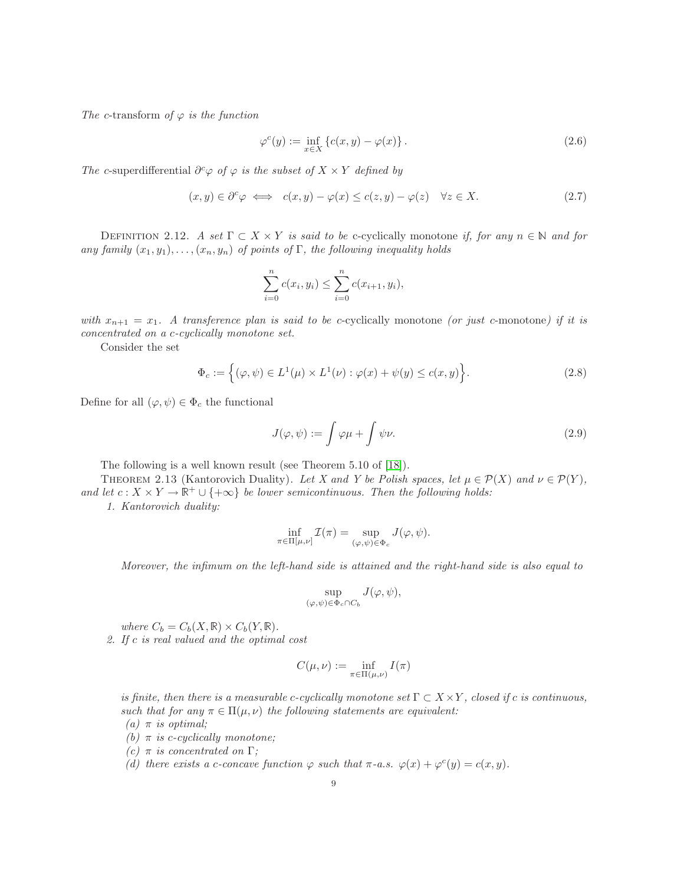*The $c$-transform of $\varphi$ is the function*

$$\varphi^c(y) := \inf_{x\in X} \{c(x,y) - \varphi(x)\}. \tag{2.6}$$

*The $c$-superdifferential $\partial^c\varphi$ of $\varphi$ is the subset of $X \times Y$ defined by*

$$(x,y) \in \partial^c\varphi \iff c(x,y) - \varphi(x) \le c(z,y) - \varphi(z) \quad \forall z \in X. \tag{2.7}$$

Definition 2.12. *A set $\Gamma \subset X \times Y$ is said to be* c-cyclically monotone *if, for any $n \in \mathbb{N}$ and for any family $(x_1, y_1), \ldots, (x_n, y_n)$ of points of $\Gamma$, the following inequality holds*

$$\sum_{i=0}^{n} c(x_i, y_i) \le \sum_{i=0}^{n} c(x_{i+1}, y_i),$$

*with $x_{n+1} = x_1$. A transference plan is said to be $c$-*cyclically monotone *(or just $c$-*monotone*) if it is concentrated on a $c$-cyclically monotone set.*

Consider the set

$$\Phi_c := \Big\{(\varphi,\psi) \in L^1(\mu) \times L^1(\nu) : \varphi(x) + \psi(y) \le c(x,y)\Big\}. \tag{2.8}$$

Define for all $(\varphi,\psi) \in \Phi_c$ the functional

$$J(\varphi,\psi) := \int \varphi\mu + \int \psi\nu. \tag{2.9}$$

The following is a well known result (see Theorem 5.10 of [18]).

Theorem 2.13 (Kantorovich Duality). *Let $X$ and $Y$ be Polish spaces, let $\mu \in \mathcal{P}(X)$ and $\nu \in \mathcal{P}(Y)$, and let $c : X \times Y \to \mathbb{R}^+ \cup \{+\infty\}$ be lower semicontinuous. Then the following holds:*

1. *Kantorovich duality:*

$$\inf_{\pi\in\Pi[\mu,\nu]} \mathcal{I}(\pi) = \sup_{(\varphi,\psi)\in\Phi_c} J(\varphi,\psi).$$

   *Moreover, the infimum on the left-hand side is attained and the right-hand side is also equal to*

$$\sup_{(\varphi,\psi)\in\Phi_c\cap C_b} J(\varphi,\psi),$$

   *where $C_b = C_b(X,\mathbb{R}) \times C_b(Y,\mathbb{R})$.*

2. *If $c$ is real valued and the optimal cost*

$$C(\mu,\nu) := \inf_{\pi\in\Pi(\mu,\nu)} I(\pi)$$

   *is finite, then there is a measurable $c$-cyclically monotone set $\Gamma \subset X \times Y$, closed if $c$ is continuous, such that for any $\pi \in \Pi(\mu,\nu)$ the following statements are equivalent:*
   - *(a) $\pi$ is optimal;*
   - *(b) $\pi$ is $c$-cyclically monotone;*
   - *(c) $\pi$ is concentrated on $\Gamma$;*
   - *(d) there exists a $c$-concave function $\varphi$ such that $\pi$-a.s. $\varphi(x) + \varphi^c(y) = c(x,y)$.*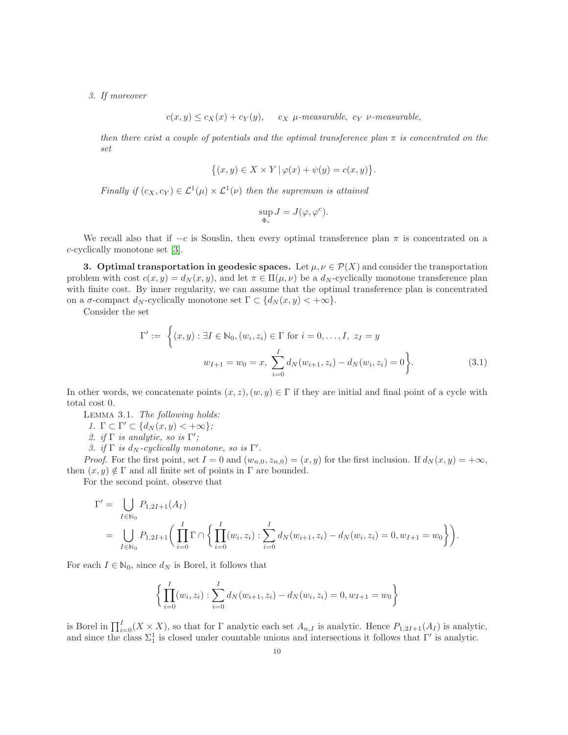*3. If moreover*

$$c(x,y) \leq c_X(x) + c_Y(y), \quad c_X \ \mu\text{-measurable}, \ c_Y \ \nu\text{-measurable},$$

*then there exist a couple of potentials and the optimal transference plan $\pi$ is concentrated on the set*

$$\big\{(x,y) \in X \times Y \,|\, \varphi(x) + \psi(y) = c(x,y)\big\}.$$

*Finally if $(c_X, c_Y) \in \mathcal{L}^1(\mu) \times \mathcal{L}^1(\nu)$ then the supremum is attained*

$$\sup_{\Phi_c} J = J(\varphi, \varphi^c).$$

We recall also that if $-c$ is Souslin, then every optimal transference plan $\pi$ is concentrated on a $c$-cyclically monotone set [3].

**3. Optimal transportation in geodesic spaces.** Let $\mu, \nu \in \mathcal{P}(X)$ and consider the transportation problem with cost $c(x,y) = d_N(x,y)$, and let $\pi \in \Pi(\mu,\nu)$ be a $d_N$-cyclically monotone transference plan with finite cost. By inner regularity, we can assume that the optimal transference plan is concentrated on a $\sigma$-compact $d_N$-cyclically monotone set $\Gamma \subset \{d_N(x,y) < +\infty\}$.

Consider the set

$$\begin{aligned}\Gamma' := \bigg\{(x,y) : \exists I \in \mathbb{N}_0, (w_i, z_i) \in \Gamma \text{ for } i = 0, \ldots, I, \ z_I = y \\ w_{I+1} = w_0 = x, \ \sum_{i=0}^{I} d_N(w_{i+1}, z_i) - d_N(w_i, z_i) = 0\bigg\}.\end{aligned} \tag{3.1}$$

In other words, we concatenate points $(x,z), (w,y) \in \Gamma$ if they are initial and final point of a cycle with total cost 0.

LEMMA 3.1. *The following holds:*

1. *$\Gamma \subset \Gamma' \subset \{d_N(x,y) < +\infty\}$;*
2. *if $\Gamma$ is analytic, so is $\Gamma'$;*
3. *if $\Gamma$ is $d_N$-cyclically monotone, so is $\Gamma'$.*

*Proof.* For the first point, set $I = 0$ and $(w_{n,0}, z_{n,0}) = (x,y)$ for the first inclusion. If $d_N(x,y) = +\infty$, then $(x,y) \notin \Gamma$ and all finite set of points in $\Gamma$ are bounded.

For the second point, observe that

$$\begin{aligned}\Gamma' &= \bigcup_{I \in \mathbb{N}_0} P_{1,2I+1}(A_I) \\ &= \bigcup_{I \in \mathbb{N}_0} P_{1,2I+1}\bigg(\prod_{i=0}^{I} \Gamma \cap \bigg\{\prod_{i=0}^{I}(w_i, z_i) : \sum_{i=0}^{I} d_N(w_{i+1}, z_i) - d_N(w_i, z_i) = 0, w_{I+1} = w_0\bigg\}\bigg).\end{aligned}$$

For each $I \in \mathbb{N}_0$, since $d_N$ is Borel, it follows that

$$\bigg\{\prod_{i=0}^{I}(w_i, z_i) : \sum_{i=0}^{I} d_N(w_{i+1}, z_i) - d_N(w_i, z_i) = 0, w_{I+1} = w_0\bigg\}$$

is Borel in $\prod_{i=0}^{I}(X \times X)$, so that for $\Gamma$ analytic each set $A_{n,I}$ is analytic. Hence $P_{1,2I+1}(A_I)$ is analytic, and since the class $\Sigma_1^1$ is closed under countable unions and intersections it follows that $\Gamma'$ is analytic.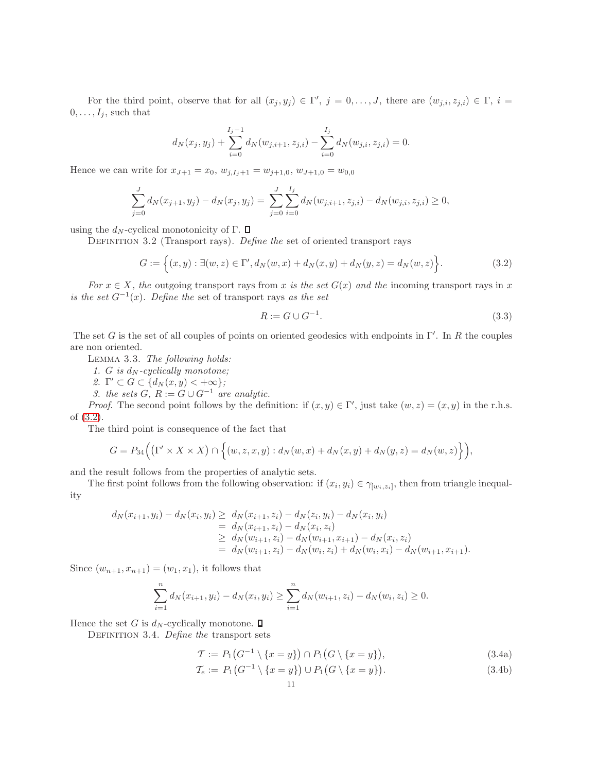For the third point, observe that for all $(x_j, y_j) \in \Gamma'$, $j = 0, \dots, J$, there are $(w_{j,i}, z_{j,i}) \in \Gamma$, $i = 0, \dots, I_j$, such that

$$d_N(x_j, y_j) + \sum_{i=0}^{I_j - 1} d_N(w_{j,i+1}, z_{j,i}) - \sum_{i=0}^{I_j} d_N(w_{j,i}, z_{j,i}) = 0.$$

Hence we can write for $x_{J+1} = x_0$, $w_{j,I_j+1} = w_{j+1,0}$, $w_{J+1,0} = w_{0,0}$

$$\sum_{j=0}^{J} d_N(x_{j+1}, y_j) - d_N(x_j, y_j) = \sum_{j=0}^{J} \sum_{i=0}^{I_j} d_N(w_{j,i+1}, z_{j,i}) - d_N(w_{j,i}, z_{j,i}) \geq 0,$$

using the $d_N$-cyclical monotonicity of $\Gamma$. ∎

Definition 3.2 (Transport rays). *Define the* set of oriented transport rays

$$G := \Big\{ (x,y) : \exists (w,z) \in \Gamma', d_N(w,x) + d_N(x,y) + d_N(y,z) = d_N(w,z) \Big\}. \tag{3.2}$$

*For $x \in X$, the* outgoing transport rays from $x$ *is the set $G(x)$ and the* incoming transport rays in $x$ *is the set $G^{-1}(x)$. Define the* set of transport rays *as the set*

$$R := G \cup G^{-1}. \tag{3.3}$$

The set $G$ is the set of all couples of points on oriented geodesics with endpoints in $\Gamma'$. In $R$ the couples are non oriented.

Lemma 3.3. *The following holds:*

1. *$G$ is $d_N$-cyclically monotone;*
2. *$\Gamma' \subset G \subset \{d_N(x,y) < +\infty\}$;*
3. *the sets $G$, $R := G \cup G^{-1}$ are analytic.*

*Proof.* The second point follows by the definition: if $(x,y) \in \Gamma'$, just take $(w,z) = (x,y)$ in the r.h.s. of (3.2).

The third point is consequence of the fact that

$$G = P_{34}\Big( (\Gamma' \times X \times X) \cap \Big\{ (w,z,x,y) : d_N(w,x) + d_N(x,y) + d_N(y,z) = d_N(w,z) \Big\} \Big),$$

and the result follows from the properties of analytic sets.

The first point follows from the following observation: if $(x_i, y_i) \in \gamma_{[w_i, z_i]}$, then from triangle inequality

$$\begin{aligned}
d_N(x_{i+1}, y_i) - d_N(x_i, y_i) &\geq d_N(x_{i+1}, z_i) - d_N(z_i, y_i) - d_N(x_i, y_i) \\
&= d_N(x_{i+1}, z_i) - d_N(x_i, z_i) \\
&\geq d_N(w_{i+1}, z_i) - d_N(w_{i+1}, x_{i+1}) - d_N(x_i, z_i) \\
&= d_N(w_{i+1}, z_i) - d_N(w_i, z_i) + d_N(w_i, x_i) - d_N(w_{i+1}, x_{i+1}).
\end{aligned}$$

Since $(w_{n+1}, x_{n+1}) = (w_1, x_1)$, it follows that

$$\sum_{i=1}^{n} d_N(x_{i+1}, y_i) - d_N(x_i, y_i) \geq \sum_{i=1}^{n} d_N(w_{i+1}, z_i) - d_N(w_i, z_i) \geq 0.$$

Hence the set $G$ is $d_N$-cyclically monotone. ∎

Definition 3.4. *Define the* transport sets

$$\mathcal{T} := P_1\big(G^{-1} \setminus \{x = y\}\big) \cap P_1\big(G \setminus \{x = y\}\big), \tag{3.4a}$$

$$\mathcal{T}_e := P_1\big(G^{-1} \setminus \{x = y\}\big) \cup P_1\big(G \setminus \{x = y\}\big). \tag{3.4b}$$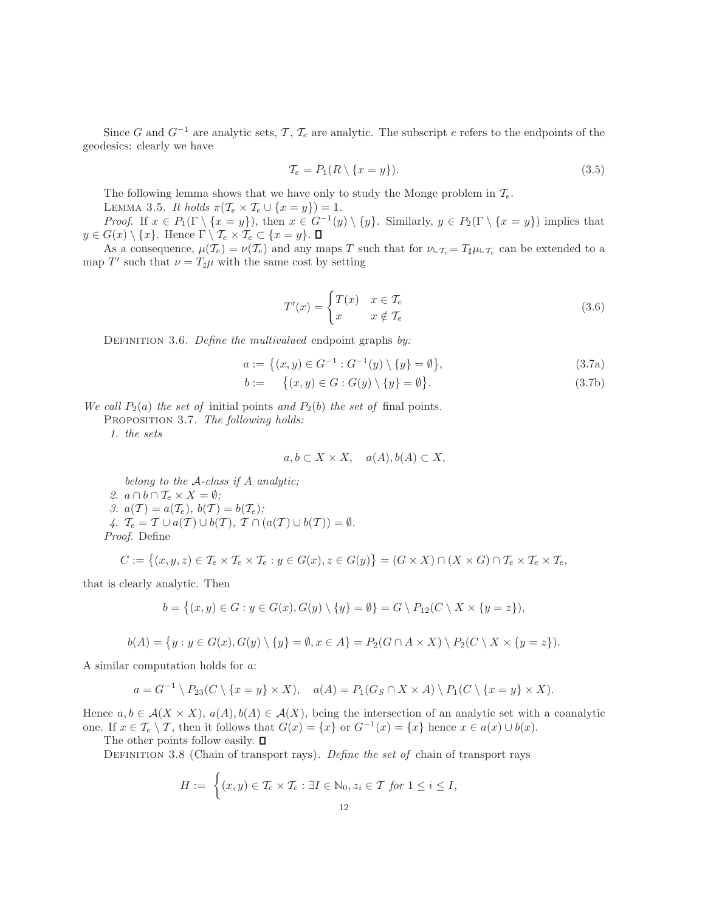Since $G$ and $G^{-1}$ are analytic sets, $\mathcal{T}$, $\mathcal{T}_e$ are analytic. The subscript $e$ refers to the endpoints of the geodesics: clearly we have

$$\mathcal{T}_e = P_1(R \setminus \{x = y\}). \tag{3.5}$$

The following lemma shows that we have only to study the Monge problem in $\mathcal{T}_e$.

LEMMA 3.5. *It holds* $\pi(\mathcal{T}_e \times \mathcal{T}_e \cup \{x = y\}) = 1$.

*Proof.* If $x \in P_1(\Gamma \setminus \{x = y\})$, then $x \in G^{-1}(y) \setminus \{y\}$. Similarly, $y \in P_2(\Gamma \setminus \{x = y\})$ implies that $y \in G(x) \setminus \{x\}$. Hence $\Gamma \setminus \mathcal{T}_e \times \mathcal{T}_e \subset \{x = y\}$. □

As a consequence, $\mu(\mathcal{T}_e) = \nu(\mathcal{T}_e)$ and any maps $T$ such that for $\nu \llcorner_{\mathcal{T}_e} = T_\sharp \mu \llcorner_{\mathcal{T}_e}$ can be extended to a map $T'$ such that $\nu = T_\sharp \mu$ with the same cost by setting

$$T'(x) = \begin{cases} T(x) & x \in \mathcal{T}_e \\ x & x \notin \mathcal{T}_e \end{cases} \tag{3.6}$$

DEFINITION 3.6. *Define the multivalued* endpoint graphs *by:*

$$a := \big\{(x, y) \in G^{-1} : G^{-1}(y) \setminus \{y\} = \emptyset\big\}, \tag{3.7a}$$

$$b := \quad \big\{(x, y) \in G : G(y) \setminus \{y\} = \emptyset\big\}. \tag{3.7b}$$

*We call* $P_2(a)$ *the set of* initial points *and* $P_2(b)$ *the set of* final points.

PROPOSITION 3.7. *The following holds:*

1. *the sets*

$$a, b \subset X \times X, \quad a(A), b(A) \subset X,$$

*belong to the* $\mathcal{A}$*-class if* $A$ *analytic;*

2. $a \cap b \cap \mathcal{T}_e \times X = \emptyset$;
3. $a(\mathcal{T}) = a(\mathcal{T}_e)$, $b(\mathcal{T}) = b(\mathcal{T}_e)$;
4. $\mathcal{T}_e = \mathcal{T} \cup a(\mathcal{T}) \cup b(\mathcal{T})$, $\mathcal{T} \cap (a(\mathcal{T}) \cup b(\mathcal{T})) = \emptyset$.

*Proof.* Define

$$C := \big\{(x, y, z) \in \mathcal{T}_e \times \mathcal{T}_e \times \mathcal{T}_e : y \in G(x), z \in G(y)\big\} = (G \times X) \cap (X \times G) \cap \mathcal{T}_e \times \mathcal{T}_e \times \mathcal{T}_e,$$

that is clearly analytic. Then

$$b = \big\{(x, y) \in G : y \in G(x), G(y) \setminus \{y\} = \emptyset\big\} = G \setminus P_{12}(C \setminus X \times \{y = z\}),$$

$$b(A) = \big\{y : y \in G(x), G(y) \setminus \{y\} = \emptyset, x \in A\big\} = P_2(G \cap A \times X) \setminus P_2(C \setminus X \times \{y = z\}).$$

A similar computation holds for $a$:

$$a = G^{-1} \setminus P_{23}(C \setminus \{x = y\} \times X), \quad a(A) = P_1(G_S \cap X \times A) \setminus P_1(C \setminus \{x = y\} \times X).$$

Hence $a, b \in \mathcal{A}(X \times X)$, $a(A), b(A) \in \mathcal{A}(X)$, being the intersection of an analytic set with a coanalytic one. If $x \in \mathcal{T}_e \setminus \mathcal{T}$, then it follows that $G(x) = \{x\}$ or $G^{-1}(x) = \{x\}$ hence $x \in a(x) \cup b(x)$.

The other points follow easily. □

DEFINITION 3.8 (Chain of transport rays). *Define the set of* chain of transport rays

$$H := \bigg\{(x, y) \in \mathcal{T}_e \times \mathcal{T}_e : \exists I \in \mathbb{N}_0, z_i \in \mathcal{T} \textit{ for } 1 \leq i \leq I,$$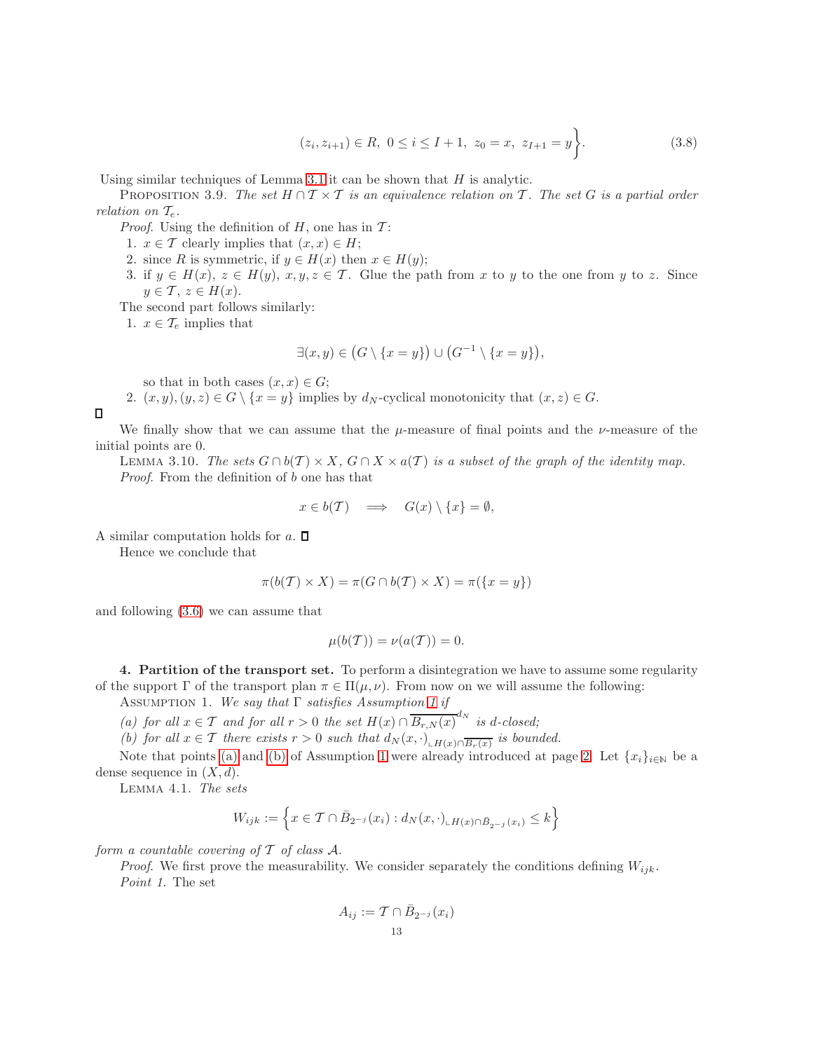$$(z_i, z_{i+1}) \in R, \ 0 \le i \le I+1, \ z_0 = x, \ z_{I+1} = y \Bigg\}. \tag{3.8}$$

Using similar techniques of Lemma 3.1 it can be shown that $H$ is analytic.

PROPOSITION 3.9. *The set $H \cap \mathcal{T} \times \mathcal{T}$ is an equivalence relation on $\mathcal{T}$. The set $G$ is a partial order relation on $\mathcal{T}_e$.*

*Proof.* Using the definition of $H$, one has in $\mathcal{T}$:

1. $x \in \mathcal{T}$ clearly implies that $(x, x) \in H$;
2. since $R$ is symmetric, if $y \in H(x)$ then $x \in H(y)$;
3. if $y \in H(x)$, $z \in H(y)$, $x, y, z \in \mathcal{T}$. Glue the path from $x$ to $y$ to the one from $y$ to $z$. Since $y \in \mathcal{T}$, $z \in H(x)$.

The second part follows similarly:

1. $x \in \mathcal{T}_e$ implies that
$$\exists (x, y) \in \big(G \setminus \{x = y\}\big) \cup \big(G^{-1} \setminus \{x = y\}\big),$$
so that in both cases $(x, x) \in G$;
2. $(x, y), (y, z) \in G \setminus \{x = y\}$ implies by $d_N$-cyclical monotonicity that $(x, z) \in G$.

□

We finally show that we can assume that the $\mu$-measure of final points and the $\nu$-measure of the initial points are 0.

LEMMA 3.10. *The sets $G \cap b(\mathcal{T}) \times X$, $G \cap X \times a(\mathcal{T})$ is a subset of the graph of the identity map.*

*Proof.* From the definition of $b$ one has that

$$x \in b(\mathcal{T}) \quad \Longrightarrow \quad G(x) \setminus \{x\} = \emptyset,$$

A similar computation holds for $a$. □

Hence we conclude that

$$\pi(b(\mathcal{T}) \times X) = \pi(G \cap b(\mathcal{T}) \times X) = \pi(\{x = y\})$$

and following (3.6) we can assume that

$$\mu(b(\mathcal{T})) = \nu(a(\mathcal{T})) = 0.$$

## 4. Partition of the transport set.

To perform a disintegration we have to assume some regularity of the support $\Gamma$ of the transport plan $\pi \in \Pi(\mu, \nu)$. From now on we will assume the following:

ASSUMPTION 1. *We say that $\Gamma$ satisfies Assumption 1 if*

*(a) for all $x \in \mathcal{T}$ and for all $r > 0$ the set $H(x) \cap \overline{B_{r,N}(x)}^{d_N}$ is $d$-closed;*

*(b) for all $x \in \mathcal{T}$ there exists $r > 0$ such that $d_N(x, \cdot)_{\llcorner H(x) \cap \overline{B_r(x)}}$ is bounded.*

Note that points (a) and (b) of Assumption 1 were already introduced at page 2. Let $\{x_i\}_{i \in \mathbb{N}}$ be a dense sequence in $(X, d)$.

LEMMA 4.1. *The sets*

$$W_{ijk} := \Big\{ x \in \mathcal{T} \cap \bar{B}_{2^{-j}}(x_i) : d_N(x, \cdot)_{\llcorner H(x) \cap \bar{B}_{2^{-j}}(x_i)} \le k \Big\}$$

*form a countable covering of $\mathcal{T}$ of class $\mathcal{A}$.*

*Proof.* We first prove the measurability. We consider separately the conditions defining $W_{ijk}$.

*Point 1.* The set

$$A_{ij} := \mathcal{T} \cap \bar{B}_{2^{-j}}(x_i)$$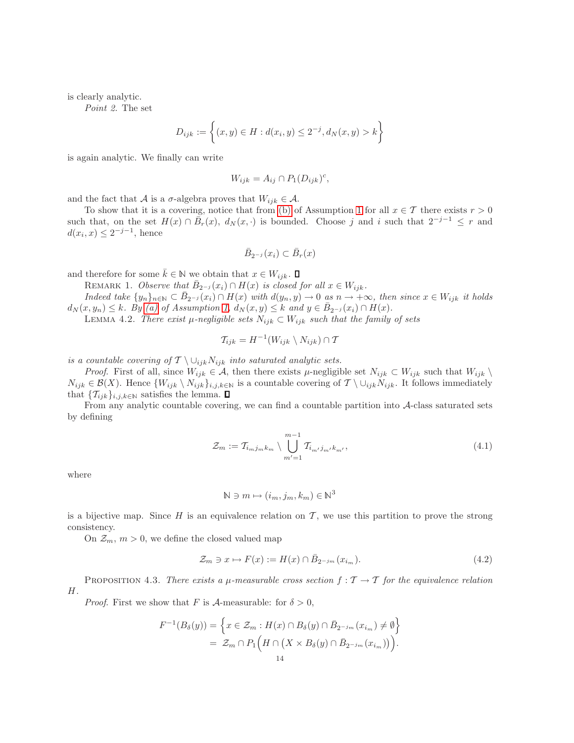is clearly analytic.

*Point 2.* The set

$$D_{ijk} := \left\{ (x,y) \in H : d(x_i, y) \leq 2^{-j}, d_N(x,y) > k \right\}$$

is again analytic. We finally can write

$$W_{ijk} = A_{ij} \cap P_1(D_{ijk})^c,$$

and the fact that $\mathcal{A}$ is a $\sigma$-algebra proves that $W_{ijk} \in \mathcal{A}$.

To show that it is a covering, notice that from (b) of Assumption 1 for all $x \in \mathcal{T}$ there exists $r > 0$ such that, on the set $H(x) \cap \bar{B}_r(x)$, $d_N(x, \cdot)$ is bounded. Choose $j$ and $i$ such that $2^{-j-1} \leq r$ and $d(x_i, x) \leq 2^{-j-1}$, hence

$$\bar{B}_{2^{-j}}(x_i) \subset \bar{B}_r(x)$$

and therefore for some $\bar{k} \in \mathbb{N}$ we obtain that $x \in W_{ijk}$. ∎

Remark 1. *Observe that $\bar{B}_{2^{-j}}(x_i) \cap H(x)$ is closed for all $x \in W_{ijk}$.*

*Indeed take $\{y_n\}_{n \in \mathbb{N}} \subset \bar{B}_{2^{-j}}(x_i) \cap H(x)$ with $d(y_n, y) \to 0$ as $n \to +\infty$, then since $x \in W_{ijk}$ it holds $d_N(x, y_n) \leq k$. By (a) of Assumption 1, $d_N(x,y) \leq k$ and $y \in \bar{B}_{2^{-j}}(x_i) \cap H(x)$.*

Lemma 4.2. *There exist $\mu$-negligible sets $N_{ijk} \subset W_{ijk}$ such that the family of sets*

$$\mathcal{T}_{ijk} = H^{-1}(W_{ijk} \setminus N_{ijk}) \cap \mathcal{T}$$

*is a countable covering of $\mathcal{T} \setminus \cup_{ijk} N_{ijk}$ into saturated analytic sets.*

*Proof.* First of all, since $W_{ijk} \in \mathcal{A}$, then there exists $\mu$-negligible set $N_{ijk} \subset W_{ijk}$ such that $W_{ijk} \setminus N_{ijk} \in \mathcal{B}(X)$. Hence $\{W_{ijk} \setminus N_{ijk}\}_{i,j,k \in \mathbb{N}}$ is a countable covering of $\mathcal{T} \setminus \cup_{ijk} N_{ijk}$. It follows immediately that $\{\mathcal{T}_{ijk}\}_{i,j,k \in \mathbb{N}}$ satisfies the lemma. ∎

From any analytic countable covering, we can find a countable partition into $\mathcal{A}$-class saturated sets by defining

$$\mathcal{Z}_m := \mathcal{T}_{i_m j_m k_m} \setminus \bigcup_{m'=1}^{m-1} \mathcal{T}_{i_{m'} j_{m'} k_{m'}}, \tag{4.1}$$

where

$$\mathbb{N} \ni m \mapsto (i_m, j_m, k_m) \in \mathbb{N}^3$$

is a bijective map. Since $H$ is an equivalence relation on $\mathcal{T}$, we use this partition to prove the strong consistency.

On $\mathcal{Z}_m$, $m > 0$, we define the closed valued map

$$\mathcal{Z}_m \ni x \mapsto F(x) := H(x) \cap \bar{B}_{2^{-j_m}}(x_{i_m}). \tag{4.2}$$

Proposition 4.3. *There exists a $\mu$-measurable cross section $f : \mathcal{T} \to \mathcal{T}$ for the equivalence relation $H$.*

*Proof.* First we show that $F$ is $\mathcal{A}$-measurable: for $\delta > 0$,

$$\begin{aligned} F^{-1}(B_\delta(y)) &= \left\{ x \in \mathcal{Z}_m : H(x) \cap B_\delta(y) \cap \bar{B}_{2^{-j_m}}(x_{i_m}) \neq \emptyset \right\} \\ &= \mathcal{Z}_m \cap P_1\Big( H \cap \big( X \times B_\delta(y) \cap \bar{B}_{2^{-j_m}}(x_{i_m}) \big) \Big). \end{aligned}$$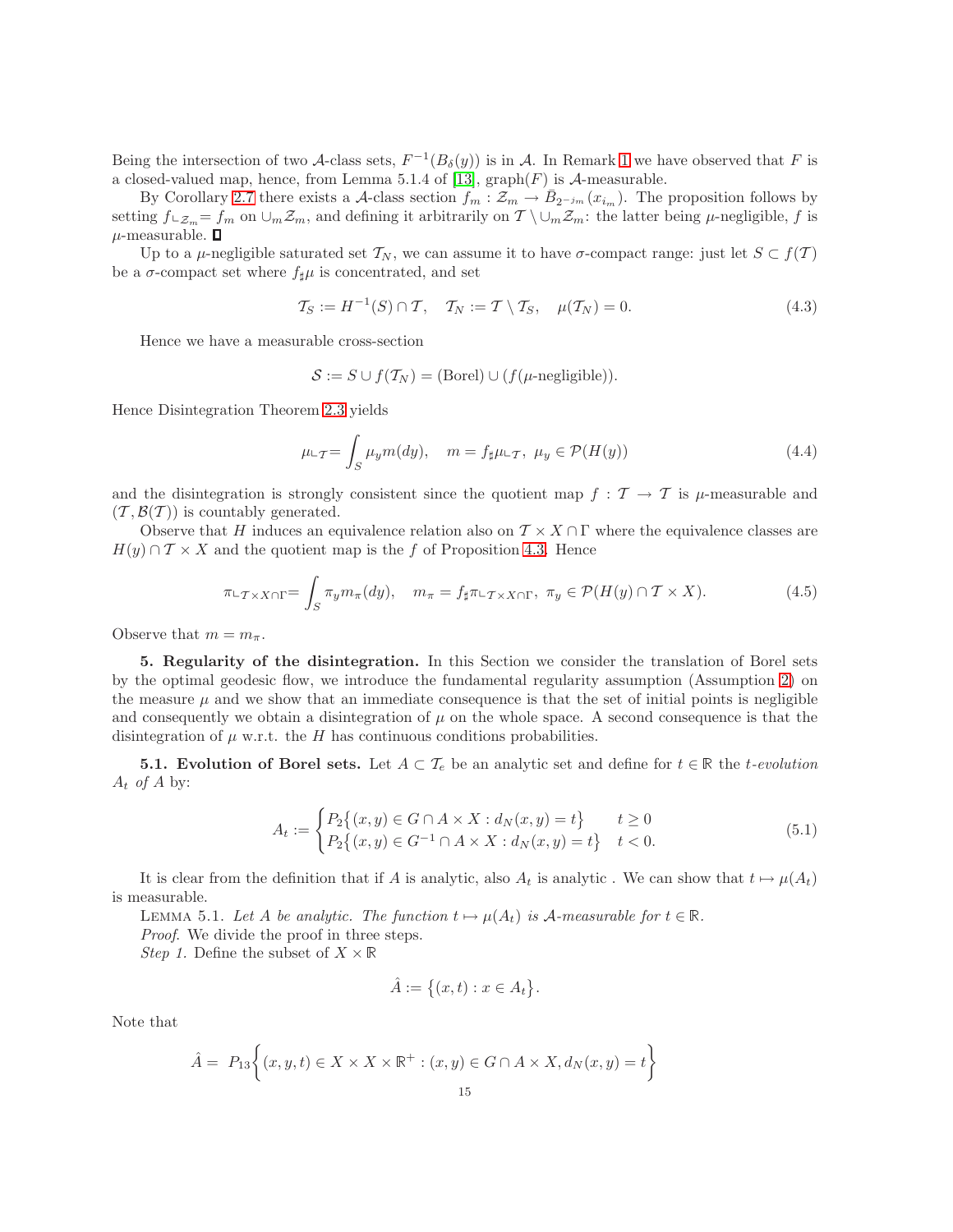Being the intersection of two $\mathcal{A}$-class sets, $F^{-1}(B_\delta(y))$ is in $\mathcal{A}$. In Remark 1 we have observed that $F$ is a closed-valued map, hence, from Lemma 5.1.4 of [13], graph$(F)$ is $\mathcal{A}$-measurable.

By Corollary 2.7 there exists a $\mathcal{A}$-class section $f_m : \mathcal{Z}_m \to \bar{B}_{2^{-j_m}}(x_{i_m})$. The proposition follows by setting $f\llcorner_{\mathcal{Z}_m} = f_m$ on $\cup_m \mathcal{Z}_m$, and defining it arbitrarily on $\mathcal{T} \setminus \cup_m \mathcal{Z}_m$: the latter being $\mu$-negligible, $f$ is $\mu$-measurable. ∎

Up to a $\mu$-negligible saturated set $\mathcal{T}_N$, we can assume it to have $\sigma$-compact range: just let $S \subset f(\mathcal{T})$ be a $\sigma$-compact set where $f_\sharp \mu$ is concentrated, and set

$$\mathcal{T}_S := H^{-1}(S) \cap \mathcal{T}, \quad \mathcal{T}_N := \mathcal{T} \setminus \mathcal{T}_S, \quad \mu(\mathcal{T}_N) = 0. \tag{4.3}$$

Hence we have a measurable cross-section

$$\mathcal{S} := S \cup f(\mathcal{T}_N) = (\text{Borel}) \cup (f(\mu\text{-negligible})).$$

Hence Disintegration Theorem 2.3 yields

$$\mu\llcorner_{\mathcal{T}} = \int_S \mu_y m(dy), \quad m = f_\sharp \mu\llcorner_{\mathcal{T}}, \ \mu_y \in \mathcal{P}(H(y)) \tag{4.4}$$

and the disintegration is strongly consistent since the quotient map $f : \mathcal{T} \to \mathcal{T}$ is $\mu$-measurable and $(\mathcal{T}, \mathcal{B}(\mathcal{T}))$ is countably generated.

Observe that $H$ induces an equivalence relation also on $\mathcal{T} \times X \cap \Gamma$ where the equivalence classes are $H(y) \cap \mathcal{T} \times X$ and the quotient map is the $f$ of Proposition 4.3. Hence

$$\pi\llcorner_{\mathcal{T}\times X \cap \Gamma} = \int_S \pi_y m_\pi(dy), \quad m_\pi = f_\sharp \pi\llcorner_{\mathcal{T}\times X\cap\Gamma}, \ \pi_y \in \mathcal{P}(H(y) \cap \mathcal{T} \times X). \tag{4.5}$$

Observe that $m = m_\pi$.

**5. Regularity of the disintegration.** In this Section we consider the translation of Borel sets by the optimal geodesic flow, we introduce the fundamental regularity assumption (Assumption 2) on the measure $\mu$ and we show that an immediate consequence is that the set of initial points is negligible and consequently we obtain a disintegration of $\mu$ on the whole space. A second consequence is that the disintegration of $\mu$ w.r.t. the $H$ has continuous conditions probabilities.

**5.1. Evolution of Borel sets.** Let $A \subset \mathcal{T}_e$ be an analytic set and define for $t \in \mathbb{R}$ the *t-evolution* $A_t$ *of* $A$ by:

$$A_t := \begin{cases} P_2\big\{(x,y) \in G \cap A \times X : d_N(x,y) = t\big\} & t \geq 0 \\ P_2\big\{(x,y) \in G^{-1} \cap A \times X : d_N(x,y) = t\big\} & t < 0. \end{cases} \tag{5.1}$$

It is clear from the definition that if $A$ is analytic, also $A_t$ is analytic . We can show that $t \mapsto \mu(A_t)$ is measurable.

Lemma 5.1. *Let $A$ be analytic. The function $t \mapsto \mu(A_t)$ is $\mathcal{A}$-measurable for $t \in \mathbb{R}$.*

*Proof.* We divide the proof in three steps.

*Step 1.* Define the subset of $X \times \mathbb{R}$

$$\hat{A} := \big\{(x,t) : x \in A_t\big\}.$$

Note that

$$\hat{A} = P_{13}\bigg\{(x,y,t) \in X \times X \times \mathbb{R}^+ : (x,y) \in G \cap A \times X, d_N(x,y) = t\bigg\}$$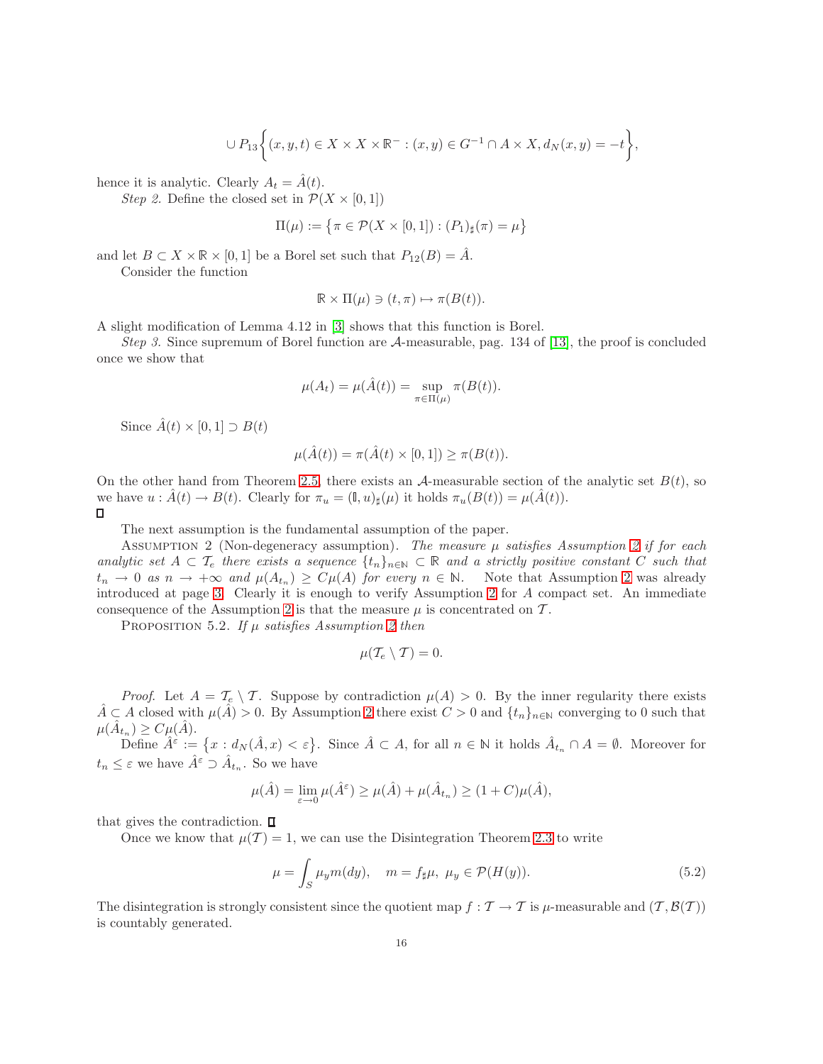$$\cup P_{13}\bigg\{(x,y,t) \in X \times X \times \mathbb{R}^- : (x,y) \in G^{-1} \cap A \times X, d_N(x,y) = -t\bigg\},$$

hence it is analytic. Clearly $A_t = \hat{A}(t)$.

*Step 2.* Define the closed set in $\mathcal{P}(X \times [0,1])$

$$\Pi(\mu) := \big\{\pi \in \mathcal{P}(X \times [0,1]) : (P_1)_\sharp(\pi) = \mu\big\}$$

and let $B \subset X \times \mathbb{R} \times [0,1]$ be a Borel set such that $P_{12}(B) = \hat{A}$.

Consider the function

$$\mathbb{R} \times \Pi(\mu) \ni (t,\pi) \mapsto \pi(B(t)).$$

A slight modification of Lemma 4.12 in [3] shows that this function is Borel.

*Step 3.* Since supremum of Borel function are $\mathcal{A}$-measurable, pag. 134 of [13], the proof is concluded once we show that

$$\mu(A_t) = \mu(\hat{A}(t)) = \sup_{\pi \in \Pi(\mu)} \pi(B(t)).$$

Since $\hat{A}(t) \times [0,1] \supset B(t)$

$$\mu(\hat{A}(t)) = \pi(\hat{A}(t) \times [0,1]) \geq \pi(B(t)).$$

On the other hand from Theorem 2.5, there exists an $\mathcal{A}$-measurable section of the analytic set $B(t)$, so we have $u : \hat{A}(t) \to B(t)$. Clearly for $\pi_u = (\mathbb{I}, u)_\sharp(\mu)$ it holds $\pi_u(B(t)) = \mu(\hat{A}(t))$. □

The next assumption is the fundamental assumption of the paper.

Assumption 2 (Non-degeneracy assumption). *The measure $\mu$ satisfies Assumption 2 if for each analytic set $A \subset \mathcal{T}_e$ there exists a sequence $\{t_n\}_{n\in\mathbb{N}} \subset \mathbb{R}$ and a strictly positive constant $C$ such that $t_n \to 0$ as $n \to +\infty$ and $\mu(A_{t_n}) \geq C\mu(A)$ for every $n \in \mathbb{N}$.* Note that Assumption 2 was already introduced at page 3. Clearly it is enough to verify Assumption 2 for $A$ compact set. An immediate consequence of the Assumption 2 is that the measure $\mu$ is concentrated on $\mathcal{T}$.

Proposition 5.2. *If $\mu$ satisfies Assumption 2 then*

$$\mu(\mathcal{T}_e \setminus \mathcal{T}) = 0.$$

*Proof.* Let $A = \mathcal{T}_e \setminus \mathcal{T}$. Suppose by contradiction $\mu(A) > 0$. By the inner regularity there exists $\hat{A} \subset A$ closed with $\mu(\hat{A}) > 0$. By Assumption 2 there exist $C > 0$ and $\{t_n\}_{n\in\mathbb{N}}$ converging to 0 such that $\mu(\hat{A}_{t_n}) \geq C\mu(\hat{A})$.

Define $\hat{A}^\varepsilon := \big\{x : d_N(\hat{A}, x) < \varepsilon\big\}$. Since $\hat{A} \subset A$, for all $n \in \mathbb{N}$ it holds $\hat{A}_{t_n} \cap A = \emptyset$. Moreover for $t_n \leq \varepsilon$ we have $\hat{A}^\varepsilon \supset \hat{A}_{t_n}$. So we have

$$\mu(\hat{A}) = \lim_{\varepsilon \to 0} \mu(\hat{A}^\varepsilon) \geq \mu(\hat{A}) + \mu(\hat{A}_{t_n}) \geq (1+C)\mu(\hat{A}),$$

that gives the contradiction. □

Once we know that $\mu(\mathcal{T}) = 1$, we can use the Disintegration Theorem 2.3 to write

$$\mu = \int_S \mu_y m(dy), \quad m = f_\sharp \mu, \ \mu_y \in \mathcal{P}(H(y)). \tag{5.2}$$

The disintegration is strongly consistent since the quotient map $f : \mathcal{T} \to \mathcal{T}$ is $\mu$-measurable and $(\mathcal{T}, \mathcal{B}(\mathcal{T}))$ is countably generated.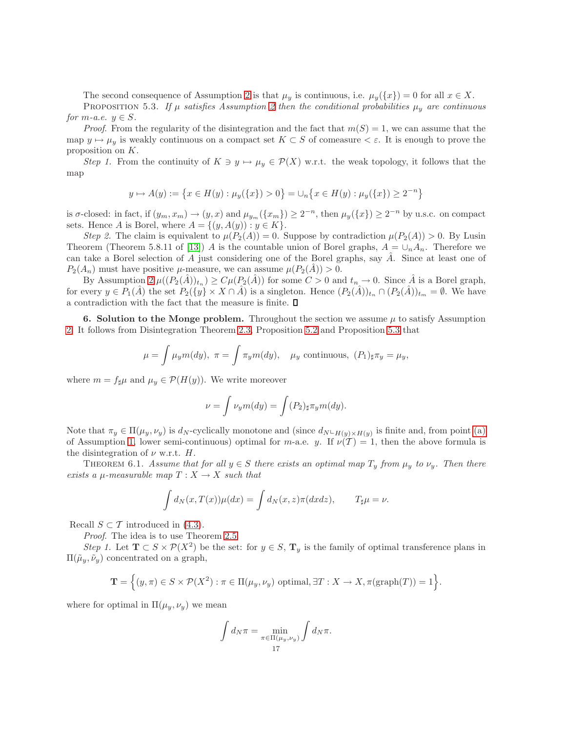The second consequence of Assumption 2 is that $\mu_y$ is continuous, i.e. $\mu_y(\{x\}) = 0$ for all $x \in X$.

Proposition 5.3. *If $\mu$ satisfies Assumption 2 then the conditional probabilities $\mu_y$ are continuous for $m$-a.e. $y \in S$.*

*Proof.* From the regularity of the disintegration and the fact that $m(S) = 1$, we can assume that the map $y \mapsto \mu_y$ is weakly continuous on a compact set $K \subset S$ of comeasure $< \varepsilon$. It is enough to prove the proposition on $K$.

*Step 1.* From the continuity of $K \ni y \mapsto \mu_y \in \mathcal{P}(X)$ w.r.t. the weak topology, it follows that the map

$$y \mapsto A(y) := \big\{ x \in H(y) : \mu_y(\{x\}) > 0 \big\} = \cup_n \big\{ x \in H(y) : \mu_y(\{x\}) \geq 2^{-n} \big\}$$

is $\sigma$-closed: in fact, if $(y_m, x_m) \to (y, x)$ and $\mu_{y_m}(\{x_m\}) \geq 2^{-n}$, then $\mu_y(\{x\}) \geq 2^{-n}$ by u.s.c. on compact sets. Hence $A$ is Borel, where $A = \{(y, A(y)) : y \in K\}$.

*Step 2.* The claim is equivalent to $\mu(P_2(A)) = 0$. Suppose by contradiction $\mu(P_2(A)) > 0$. By Lusin Theorem (Theorem 5.8.11 of [13]) $A$ is the countable union of Borel graphs, $A = \cup_n A_n$. Therefore we can take a Borel selection of $A$ just considering one of the Borel graphs, say $\hat{A}$. Since at least one of $P_2(A_n)$ must have positive $\mu$-measure, we can assume $\mu(P_2(\hat{A})) > 0$.

By Assumption 2 $\mu((P_2(\hat{A}))_{t_n}) \geq C\mu(P_2(\hat{A}))$ for some $C > 0$ and $t_n \to 0$. Since $\hat{A}$ is a Borel graph, for every $y \in P_1(\hat{A})$ the set $P_2(\{y\} \times X \cap \hat{A})$ is a singleton. Hence $(P_2(\hat{A}))_{t_n} \cap (P_2(\hat{A}))_{t_m} = \emptyset$. We have a contradiction with the fact that the measure is finite. ∎

**6. Solution to the Monge problem.** Throughout the section we assume $\mu$ to satisfy Assumption 2. It follows from Disintegration Theorem 2.3, Proposition 5.2 and Proposition 5.3 that

$$\mu = \int \mu_y m(dy), \ \pi = \int \pi_y m(dy), \quad \mu_y \text{ continuous}, \ (P_1)_\sharp \pi_y = \mu_y,$$

where $m = f_\sharp \mu$ and $\mu_y \in \mathcal{P}(H(y))$. We write moreover

$$\nu = \int \nu_y m(dy) = \int (P_2)_\sharp \pi_y m(dy).$$

Note that $\pi_y \in \Pi(\mu_y, \nu_y)$ is $d_N$-cyclically monotone and (since $d_N \llcorner_{H(y) \times H(y)}$ is finite and, from point (a) of Assumption 1, lower semi-continuous) optimal for $m$-a.e. $y$. If $\nu(\mathcal{T}) = 1$, then the above formula is the disintegration of $\nu$ w.r.t. $H$.

Theorem 6.1. *Assume that for all $y \in S$ there exists an optimal map $T_y$ from $\mu_y$ to $\nu_y$. Then there exists a $\mu$-measurable map $T : X \to X$ such that*

$$\int d_N(x, T(x))\mu(dx) = \int d_N(x, z)\pi(dxdz), \qquad T_\sharp \mu = \nu.$$

Recall $S \subset \mathcal{T}$ introduced in (4.3).

*Proof.* The idea is to use Theorem 2.5.

*Step 1.* Let $\mathbf{T} \subset S \times \mathcal{P}(X^2)$ be the set: for $y \in S$, $\mathbf{T}_y$ is the family of optimal transference plans in $\Pi(\tilde{\mu}_y, \tilde{\nu}_y)$ concentrated on a graph,

$$\mathbf{T} = \Big\{ (y, \pi) \in S \times \mathcal{P}(X^2) : \pi \in \Pi(\mu_y, \nu_y) \text{ optimal}, \exists T : X \to X, \pi(\text{graph}(T)) = 1 \Big\}.$$

where for optimal in $\Pi(\mu_y, \nu_y)$ we mean

$$\int d_N \pi = \min_{\pi \in \Pi(\mu_y, \nu_y)} \int d_N \pi.$$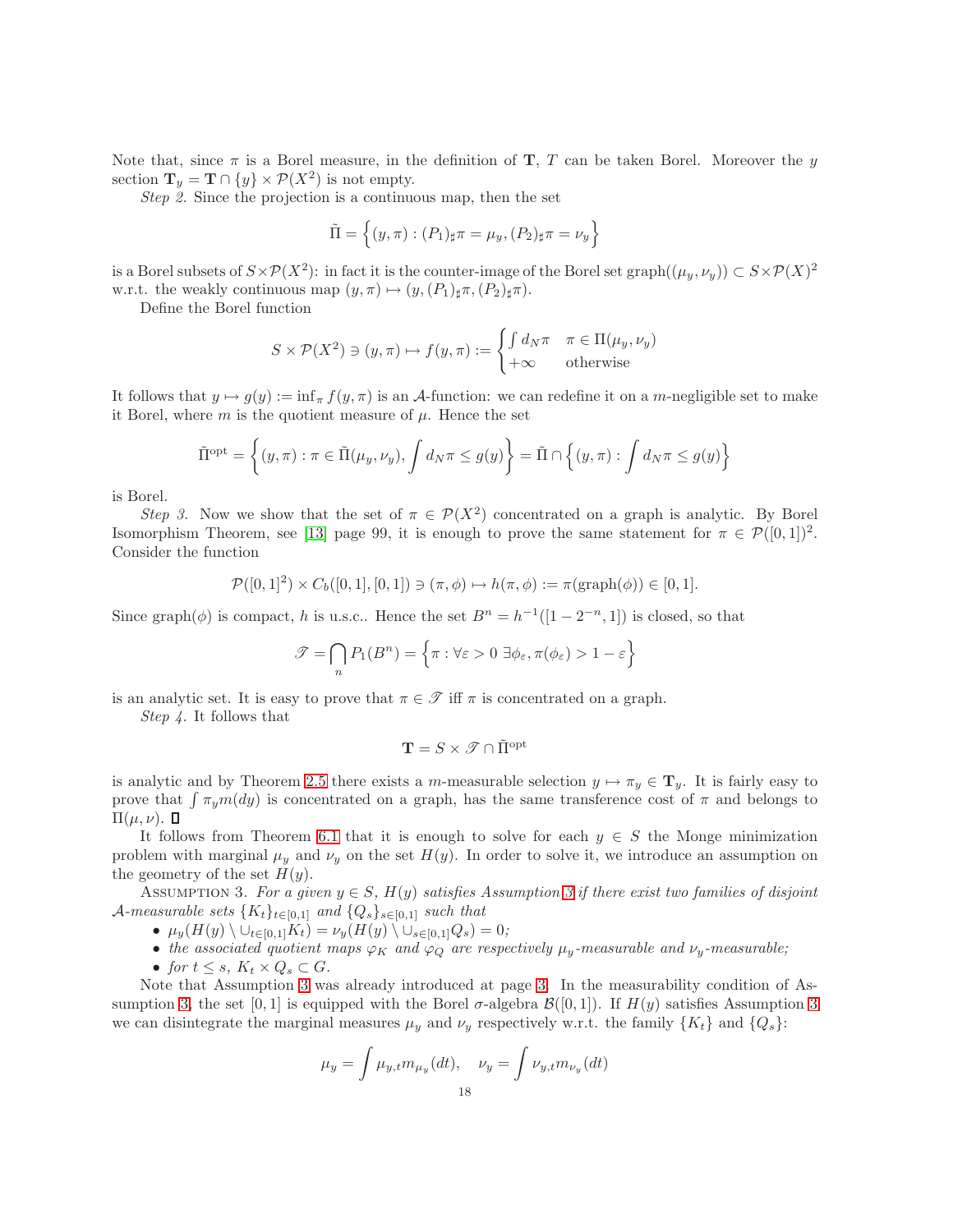Note that, since $\pi$ is a Borel measure, in the definition of $\mathbf{T}$, $T$ can be taken Borel. Moreover the $y$ section $\mathbf{T}_y = \mathbf{T} \cap \{y\} \times \mathcal{P}(X^2)$ is not empty.

*Step 2.* Since the projection is a continuous map, then the set

$$\tilde{\Pi} = \Big\{ (y, \pi) : (P_1)_\sharp \pi = \mu_y, (P_2)_\sharp \pi = \nu_y \Big\}$$

is a Borel subsets of $S \times \mathcal{P}(X^2)$: in fact it is the counter-image of the Borel set graph$((\mu_y, \nu_y)) \subset S \times \mathcal{P}(X)^2$ w.r.t. the weakly continuous map $(y, \pi) \mapsto (y, (P_1)_\sharp \pi, (P_2)_\sharp \pi)$.

Define the Borel function

$$S \times \mathcal{P}(X^2) \ni (y, \pi) \mapsto f(y, \pi) := \begin{cases} \int d_N \pi & \pi \in \Pi(\mu_y, \nu_y) \\ +\infty & \text{otherwise} \end{cases}$$

It follows that $y \mapsto g(y) := \inf_\pi f(y, \pi)$ is an $\mathcal{A}$-function: we can redefine it on a $m$-negligible set to make it Borel, where $m$ is the quotient measure of $\mu$. Hence the set

$$\tilde{\Pi}^{\text{opt}} = \Big\{ (y, \pi) : \pi \in \tilde{\Pi}(\mu_y, \nu_y), \int d_N \pi \leq g(y) \Big\} = \tilde{\Pi} \cap \Big\{ (y, \pi) : \int d_N \pi \leq g(y) \Big\}$$

is Borel.

*Step 3.* Now we show that the set of $\pi \in \mathcal{P}(X^2)$ concentrated on a graph is analytic. By Borel Isomorphism Theorem, see [13] page 99, it is enough to prove the same statement for $\pi \in \mathcal{P}([0,1])^2$. Consider the function

$$\mathcal{P}([0,1]^2) \times C_b([0,1],[0,1]) \ni (\pi, \phi) \mapsto h(\pi, \phi) := \pi(\text{graph}(\phi)) \in [0,1].$$

Since graph$(\phi)$ is compact, $h$ is u.s.c.. Hence the set $B^n = h^{-1}([1 - 2^{-n}, 1])$ is closed, so that

$$\mathscr{T} = \bigcap_n P_1(B^n) = \Big\{ \pi : \forall \varepsilon > 0 \ \exists \phi_\varepsilon, \pi(\phi_\varepsilon) > 1 - \varepsilon \Big\}$$

is an analytic set. It is easy to prove that $\pi \in \mathscr{T}$ iff $\pi$ is concentrated on a graph.

*Step 4.* It follows that

$$\mathbf{T} = S \times \mathscr{T} \cap \tilde{\Pi}^{\text{opt}}$$

is analytic and by Theorem 2.5 there exists a $m$-measurable selection $y \mapsto \pi_y \in \mathbf{T}_y$. It is fairly easy to prove that $\int \pi_y m(dy)$ is concentrated on a graph, has the same transference cost of $\pi$ and belongs to $\Pi(\mu, \nu)$. ∎

It follows from Theorem 6.1 that it is enough to solve for each $y \in S$ the Monge minimization problem with marginal $\mu_y$ and $\nu_y$ on the set $H(y)$. In order to solve it, we introduce an assumption on the geometry of the set $H(y)$.

Assumption 3. *For a given $y \in S$, $H(y)$ satisfies Assumption 3 if there exist two families of disjoint $\mathcal{A}$-measurable sets $\{K_t\}_{t \in [0,1]}$ and $\{Q_s\}_{s \in [0,1]}$ such that*

- $\mu_y(H(y) \setminus \cup_{t \in [0,1]} K_t) = \nu_y(H(y) \setminus \cup_{s \in [0,1]} Q_s) = 0$*;*
- *the associated quotient maps $\varphi_K$ and $\varphi_Q$ are respectively $\mu_y$-measurable and $\nu_y$-measurable;*
- *for $t \leq s$, $K_t \times Q_s \subset G$.*

Note that Assumption 3 was already introduced at page 3. In the measurability condition of Assumption 3, the set $[0,1]$ is equipped with the Borel $\sigma$-algebra $\mathcal{B}([0,1])$. If $H(y)$ satisfies Assumption 3 we can disintegrate the marginal measures $\mu_y$ and $\nu_y$ respectively w.r.t. the family $\{K_t\}$ and $\{Q_s\}$:

$$\mu_y = \int \mu_{y,t} m_{\mu_y}(dt), \quad \nu_y = \int \nu_{y,t} m_{\nu_y}(dt)$$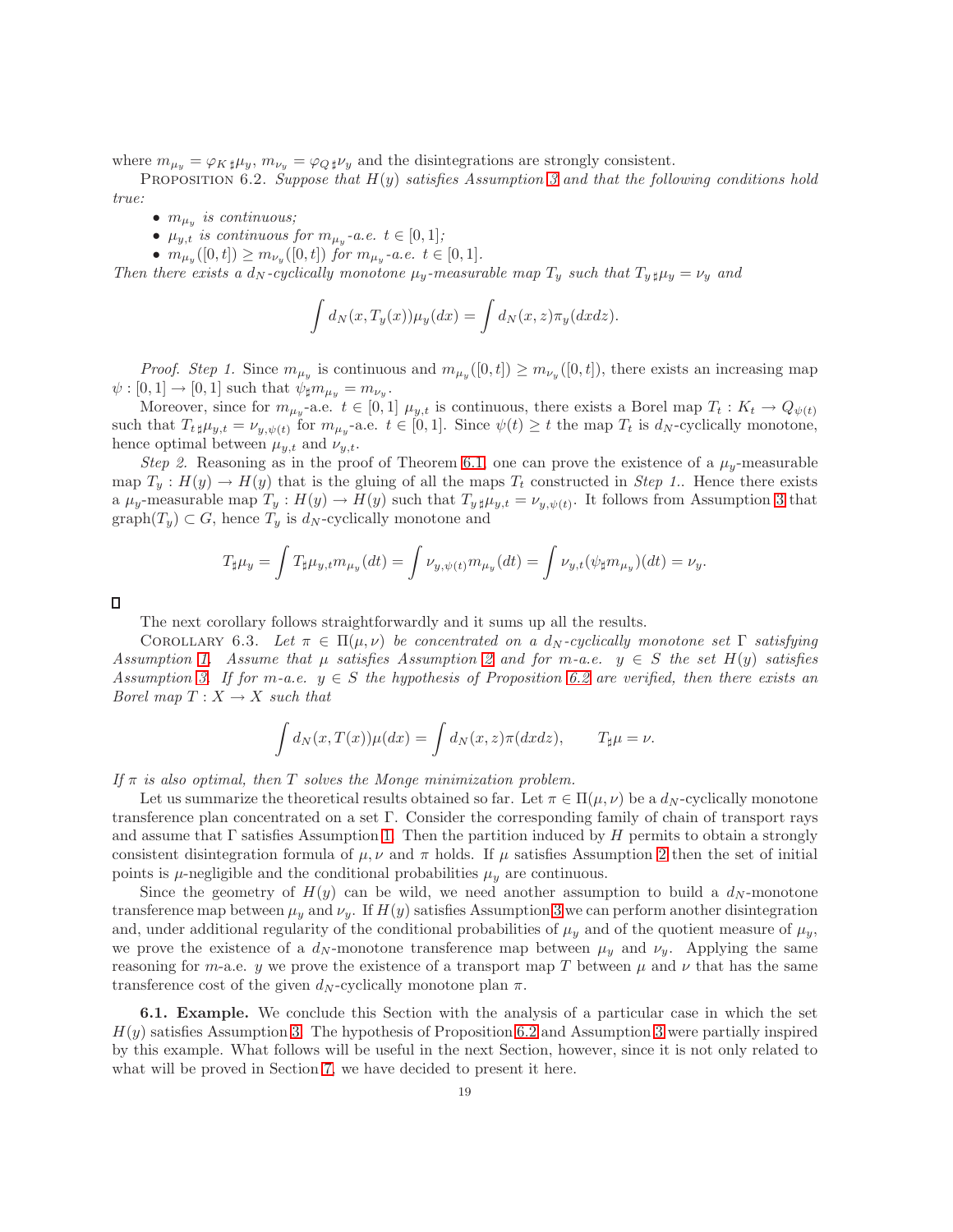where $m_{\mu_y} = \varphi_{K\,\sharp}\mu_y$, $m_{\nu_y} = \varphi_{Q\,\sharp}\nu_y$ and the disintegrations are strongly consistent.

Proposition 6.2. *Suppose that $H(y)$ satisfies Assumption 3 and that the following conditions hold true:*

- *$m_{\mu_y}$ is continuous;*
- *$\mu_{y,t}$ is continuous for $m_{\mu_y}$-a.e. $t \in [0,1]$;*
- *$m_{\mu_y}([0,t]) \geq m_{\nu_y}([0,t])$ for $m_{\mu_y}$-a.e. $t \in [0,1]$.*

*Then there exists a $d_N$-cyclically monotone $\mu_y$-measurable map $T_y$ such that $T_{y\,\sharp}\mu_y = \nu_y$ and*

$$\int d_N(x, T_y(x))\mu_y(dx) = \int d_N(x,z)\pi_y(dxdz).$$

*Proof.* *Step 1.* Since $m_{\mu_y}$ is continuous and $m_{\mu_y}([0,t]) \geq m_{\nu_y}([0,t])$, there exists an increasing map $\psi : [0,1] \to [0,1]$ such that $\psi_\sharp m_{\mu_y} = m_{\nu_y}$.

Moreover, since for $m_{\mu_y}$-a.e. $t \in [0,1]$ $\mu_{y,t}$ is continuous, there exists a Borel map $T_t : K_t \to Q_{\psi(t)}$ such that $T_{t\,\sharp}\mu_{y,t} = \nu_{y,\psi(t)}$ for $m_{\mu_y}$-a.e. $t \in [0,1]$. Since $\psi(t) \geq t$ the map $T_t$ is $d_N$-cyclically monotone, hence optimal between $\mu_{y,t}$ and $\nu_{y,t}$.

*Step 2.* Reasoning as in the proof of Theorem 6.1 one can prove the existence of a $\mu_y$-measurable map $T_y : H(y) \to H(y)$ that is the gluing of all the maps $T_t$ constructed in *Step 1.*. Hence there exists a $\mu_y$-measurable map $T_y : H(y) \to H(y)$ such that $T_{y\,\sharp}\mu_{y,t} = \nu_{y,\psi(t)}$. It follows from Assumption 3 that $\mathrm{graph}(T_y) \subset G$, hence $T_y$ is $d_N$-cyclically monotone and

$$T_\sharp \mu_y = \int T_\sharp \mu_{y,t} m_{\mu_y}(dt) = \int \nu_{y,\psi(t)} m_{\mu_y}(dt) = \int \nu_{y,t}(\psi_\sharp m_{\mu_y})(dt) = \nu_y.$$

□

The next corollary follows straightforwardly and it sums up all the results.

Corollary 6.3. *Let $\pi \in \Pi(\mu,\nu)$ be concentrated on a $d_N$-cyclically monotone set $\Gamma$ satisfying Assumption 1. Assume that $\mu$ satisfies Assumption 2 and for $m$-a.e. $y \in S$ the set $H(y)$ satisfies Assumption 3. If for $m$-a.e. $y \in S$ the hypothesis of Proposition 6.2 are verified, then there exists an Borel map $T : X \to X$ such that*

$$\int d_N(x, T(x))\mu(dx) = \int d_N(x,z)\pi(dxdz), \qquad T_\sharp \mu = \nu.$$

*If $\pi$ is also optimal, then $T$ solves the Monge minimization problem.*

Let us summarize the theoretical results obtained so far. Let $\pi \in \Pi(\mu,\nu)$ be a $d_N$-cyclically monotone transference plan concentrated on a set $\Gamma$. Consider the corresponding family of chain of transport rays and assume that $\Gamma$ satisfies Assumption 1. Then the partition induced by $H$ permits to obtain a strongly consistent disintegration formula of $\mu, \nu$ and $\pi$ holds. If $\mu$ satisfies Assumption 2 then the set of initial points is $\mu$-negligible and the conditional probabilities $\mu_y$ are continuous.

Since the geometry of $H(y)$ can be wild, we need another assumption to build a $d_N$-monotone transference map between $\mu_y$ and $\nu_y$. If $H(y)$ satisfies Assumption 3 we can perform another disintegration and, under additional regularity of the conditional probabilities of $\mu_y$ and of the quotient measure of $\mu_y$, we prove the existence of a $d_N$-monotone transference map between $\mu_y$ and $\nu_y$. Applying the same reasoning for $m$-a.e. $y$ we prove the existence of a transport map $T$ between $\mu$ and $\nu$ that has the same transference cost of the given $d_N$-cyclically monotone plan $\pi$.

**6.1. Example.** We conclude this Section with the analysis of a particular case in which the set $H(y)$ satisfies Assumption 3. The hypothesis of Proposition 6.2 and Assumption 3 were partially inspired by this example. What follows will be useful in the next Section, however, since it is not only related to what will be proved in Section 7, we have decided to present it here.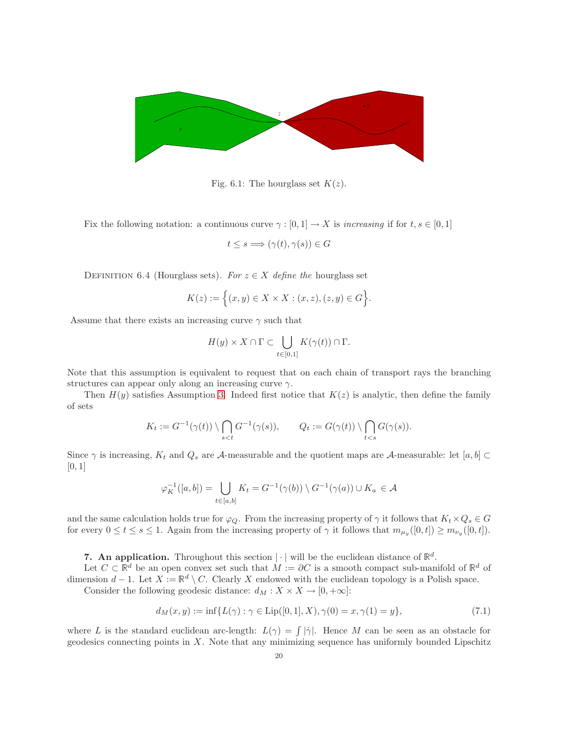Fig. 6.1: The hourglass set $K(z)$.

Fix the following notation: a continuous curve $\gamma : [0,1] \to X$ is *increasing* if for $t, s \in [0,1]$

$$t \le s \Longrightarrow (\gamma(t), \gamma(s)) \in G$$

Definition 6.4 (Hourglass sets). *For $z \in X$ define the* hourglass set

$$K(z) := \Big\{ (x,y) \in X \times X : (x,z), (z,y) \in G \Big\}.$$

Assume that there exists an increasing curve $\gamma$ such that

$$H(y) \times X \cap \Gamma \subset \bigcup_{t \in [0,1]} K(\gamma(t)) \cap \Gamma.$$

Note that this assumption is equivalent to request that on each chain of transport rays the branching structures can appear only along an increasing curve $\gamma$.

Then $H(y)$ satisfies Assumption 3. Indeed first notice that $K(z)$ is analytic, then define the family of sets

$$K_t := G^{-1}(\gamma(t)) \setminus \bigcap_{s<t} G^{-1}(\gamma(s)), \qquad Q_t := G(\gamma(t)) \setminus \bigcap_{t<s} G(\gamma(s)).$$

Since $\gamma$ is increasing, $K_t$ and $Q_s$ are $\mathcal{A}$-measurable and the quotient maps are $\mathcal{A}$-measurable: let $[a,b] \subset [0,1]$

$$\varphi_K^{-1}([a,b]) = \bigcup_{t \in [a,b]} K_t = G^{-1}(\gamma(b)) \setminus G^{-1}(\gamma(a)) \cup K_a \in \mathcal{A}$$

and the same calculation holds true for $\varphi_Q$. From the increasing property of $\gamma$ it follows that $K_t \times Q_s \in G$ for every $0 \le t \le s \le 1$. Again from the increasing property of $\gamma$ it follows that $m_{\mu_y}([0,t]) \ge m_{\nu_y}([0,t])$.

## 7. An application.

Throughout this section $|\cdot|$ will be the euclidean distance of $\mathbb{R}^d$.

Let $C \subset \mathbb{R}^d$ be an open convex set such that $M := \partial C$ is a smooth compact sub-manifold of $\mathbb{R}^d$ of dimension $d-1$. Let $X := \mathbb{R}^d \setminus C$. Clearly $X$ endowed with the euclidean topology is a Polish space.

Consider the following geodesic distance: $d_M : X \times X \to [0, +\infty]$:

$$d_M(x,y) := \inf\{L(\gamma) : \gamma \in \mathrm{Lip}([0,1], X), \gamma(0) = x, \gamma(1) = y\}, \tag{7.1}$$

where $L$ is the standard euclidean arc-length: $L(\gamma) = \int |\dot\gamma|$. Hence $M$ can be seen as an obstacle for geodesics connecting points in $X$. Note that any minimizing sequence has uniformly bounded Lipschitz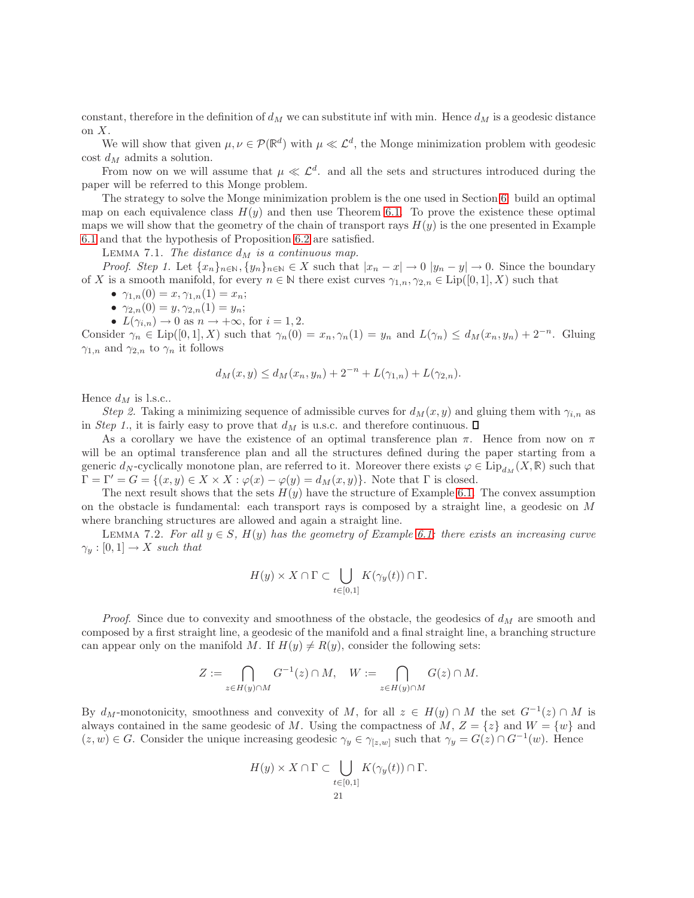constant, therefore in the definition of $d_M$ we can substitute inf with min. Hence $d_M$ is a geodesic distance on $X$.

We will show that given $\mu, \nu \in \mathcal{P}(\mathbb{R}^d)$ with $\mu \ll \mathcal{L}^d$, the Monge minimization problem with geodesic cost $d_M$ admits a solution.

From now on we will assume that $\mu \ll \mathcal{L}^d$. and all the sets and structures introduced during the paper will be referred to this Monge problem.

The strategy to solve the Monge minimization problem is the one used in Section 6: build an optimal map on each equivalence class $H(y)$ and then use Theorem 6.1. To prove the existence these optimal maps we will show that the geometry of the chain of transport rays $H(y)$ is the one presented in Example 6.1 and that the hypothesis of Proposition 6.2 are satisfied.

Lemma 7.1. *The distance $d_M$ is a continuous map.*

*Proof. Step 1.* Let $\{x_n\}_{n\in\mathbb{N}}, \{y_n\}_{n\in\mathbb{N}} \in X$ such that $|x_n - x| \to 0$ $|y_n - y| \to 0$. Since the boundary of $X$ is a smooth manifold, for every $n \in \mathbb{N}$ there exist curves $\gamma_{1,n}, \gamma_{2,n} \in \mathrm{Lip}([0,1], X)$ such that

- $\gamma_{1,n}(0) = x, \gamma_{1,n}(1) = x_n$;
- $\gamma_{2,n}(0) = y, \gamma_{2,n}(1) = y_n$;
- $L(\gamma_{i,n}) \to 0$ as $n \to +\infty$, for $i = 1, 2$.

Consider $\gamma_n \in \mathrm{Lip}([0,1], X)$ such that $\gamma_n(0) = x_n, \gamma_n(1) = y_n$ and $L(\gamma_n) \leq d_M(x_n, y_n) + 2^{-n}$. Gluing $\gamma_{1,n}$ and $\gamma_{2,n}$ to $\gamma_n$ it follows

$$d_M(x,y) \leq d_M(x_n, y_n) + 2^{-n} + L(\gamma_{1,n}) + L(\gamma_{2,n}).$$

Hence $d_M$ is l.s.c..

*Step 2.* Taking a minimizing sequence of admissible curves for $d_M(x,y)$ and gluing them with $\gamma_{i,n}$ as in *Step 1.*, it is fairly easy to prove that $d_M$ is u.s.c. and therefore continuous. □

As a corollary we have the existence of an optimal transference plan $\pi$. Hence from now on $\pi$ will be an optimal transference plan and all the structures defined during the paper starting from a generic $d_N$-cyclically monotone plan, are referred to it. Moreover there exists $\varphi \in \mathrm{Lip}_{d_M}(X, \mathbb{R})$ such that $\Gamma = \Gamma' = G = \{(x,y) \in X \times X : \varphi(x) - \varphi(y) = d_M(x,y)\}$. Note that $\Gamma$ is closed.

The next result shows that the sets $H(y)$ have the structure of Example 6.1. The convex assumption on the obstacle is fundamental: each transport rays is composed by a straight line, a geodesic on $M$ where branching structures are allowed and again a straight line.

Lemma 7.2. *For all $y \in S$, $H(y)$ has the geometry of Example 6.1: there exists an increasing curve $\gamma_y : [0,1] \to X$ such that*

$$H(y) \times X \cap \Gamma \subset \bigcup_{t\in[0,1]} K(\gamma_y(t)) \cap \Gamma.$$

*Proof.* Since due to convexity and smoothness of the obstacle, the geodesics of $d_M$ are smooth and composed by a first straight line, a geodesic of the manifold and a final straight line, a branching structure can appear only on the manifold $M$. If $H(y) \neq R(y)$, consider the following sets:

$$Z := \bigcap_{z\in H(y)\cap M} G^{-1}(z) \cap M, \quad W := \bigcap_{z\in H(y)\cap M} G(z) \cap M.$$

By $d_M$-monotonicity, smoothness and convexity of $M$, for all $z \in H(y) \cap M$ the set $G^{-1}(z) \cap M$ is always contained in the same geodesic of $M$. Using the compactness of $M$, $Z = \{z\}$ and $W = \{w\}$ and $(z,w) \in G$. Consider the unique increasing geodesic $\gamma_y \in \gamma_{[z,w]}$ such that $\gamma_y = G(z) \cap G^{-1}(w)$. Hence

$$H(y) \times X \cap \Gamma \subset \bigcup_{t\in[0,1]} K(\gamma_y(t)) \cap \Gamma.$$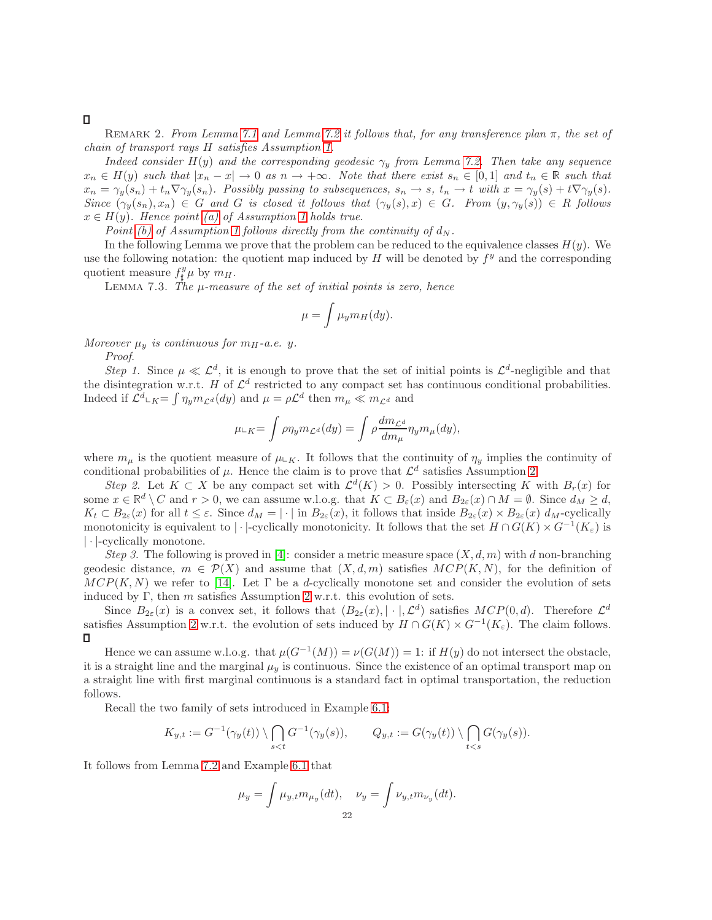□

Remark 2. *From Lemma 7.1 and Lemma 7.2 it follows that, for any transference plan $\pi$, the set of chain of transport rays $H$ satisfies Assumption 1.*

*Indeed consider $H(y)$ and the corresponding geodesic $\gamma_y$ from Lemma 7.2. Then take any sequence $x_n \in H(y)$ such that $|x_n - x| \to 0$ as $n \to +\infty$. Note that there exist $s_n \in [0,1]$ and $t_n \in \mathbb{R}$ such that $x_n = \gamma_y(s_n) + t_n \nabla \gamma_y(s_n)$. Possibly passing to subsequences, $s_n \to s$, $t_n \to t$ with $x = \gamma_y(s) + t\nabla\gamma_y(s)$. Since $(\gamma_y(s_n), x_n) \in G$ and $G$ is closed it follows that $(\gamma_y(s), x) \in G$. From $(y, \gamma_y(s)) \in R$ follows $x \in H(y)$. Hence point (a) of Assumption 1 holds true.*

*Point (b) of Assumption 1 follows directly from the continuity of $d_N$.*

In the following Lemma we prove that the problem can be reduced to the equivalence classes $H(y)$. We use the following notation: the quotient map induced by $H$ will be denoted by $f^y$ and the corresponding quotient measure $f^y_\sharp \mu$ by $m_H$.

Lemma 7.3. *The $\mu$-measure of the set of initial points is zero, hence*

$$\mu = \int \mu_y m_H(dy).$$

*Moreover $\mu_y$ is continuous for $m_H$-a.e. $y$.*

*Proof.*

*Step 1.* Since $\mu \ll \mathcal{L}^d$, it is enough to prove that the set of initial points is $\mathcal{L}^d$-negligible and that the disintegration w.r.t. $H$ of $\mathcal{L}^d$ restricted to any compact set has continuous conditional probabilities. Indeed if $\mathcal{L}^d \llcorner_K = \int \eta_y m_{\mathcal{L}^d}(dy)$ and $\mu = \rho \mathcal{L}^d$ then $m_\mu \ll m_{\mathcal{L}^d}$ and

$$\mu \llcorner_K = \int \rho \eta_y m_{\mathcal{L}^d}(dy) = \int \rho \frac{dm_{\mathcal{L}^d}}{dm_\mu} \eta_y m_\mu(dy),$$

where $m_\mu$ is the quotient measure of $\mu \llcorner_K$. It follows that the continuity of $\eta_y$ implies the continuity of conditional probabilities of $\mu$. Hence the claim is to prove that $\mathcal{L}^d$ satisfies Assumption 2.

*Step 2.* Let $K \subset X$ be any compact set with $\mathcal{L}^d(K) > 0$. Possibly intersecting $K$ with $B_r(x)$ for some $x \in \mathbb{R}^d \setminus C$ and $r > 0$, we can assume w.l.o.g. that $K \subset B_\varepsilon(x)$ and $B_{2\varepsilon}(x) \cap M = \emptyset$. Since $d_M \geq d$, $K_t \subset B_{2\varepsilon}(x)$ for all $t \leq \varepsilon$. Since $d_M = |\cdot|$ in $B_{2\varepsilon}(x)$, it follows that inside $B_{2\varepsilon}(x) \times B_{2\varepsilon}(x)$ $d_M$-cyclically monotonicity is equivalent to $|\cdot|$-cyclically monotonicity. It follows that the set $H \cap G(K) \times G^{-1}(K_\varepsilon)$ is $|\cdot|$-cyclically monotone.

*Step 3.* The following is proved in [4]: consider a metric measure space $(X, d, m)$ with $d$ non-branching geodesic distance, $m \in \mathcal{P}(X)$ and assume that $(X, d, m)$ satisfies $MCP(K, N)$, for the definition of $MCP(K, N)$ we refer to [14]. Let $\Gamma$ be a $d$-cyclically monotone set and consider the evolution of sets induced by $\Gamma$, then $m$ satisfies Assumption 2 w.r.t. this evolution of sets.

Since $B_{2\varepsilon}(x)$ is a convex set, it follows that $(B_{2\varepsilon}(x), |\cdot|, \mathcal{L}^d)$ satisfies $MCP(0, d)$. Therefore $\mathcal{L}^d$ satisfies Assumption 2 w.r.t. the evolution of sets induced by $H \cap G(K) \times G^{-1}(K_\varepsilon)$. The claim follows.
□

Hence we can assume w.l.o.g. that $\mu(G^{-1}(M)) = \nu(G(M)) = 1$: if $H(y)$ do not intersect the obstacle, it is a straight line and the marginal $\mu_y$ is continuous. Since the existence of an optimal transport map on a straight line with first marginal continuous is a standard fact in optimal transportation, the reduction follows.

Recall the two family of sets introduced in Example 6.1:

$$K_{y,t} := G^{-1}(\gamma_y(t)) \setminus \bigcap_{s<t} G^{-1}(\gamma_y(s)), \qquad Q_{y,t} := G(\gamma_y(t)) \setminus \bigcap_{t<s} G(\gamma_y(s)).$$

It follows from Lemma 7.2 and Example 6.1 that

$$\mu_y = \int \mu_{y,t} m_{\mu_y}(dt), \quad \nu_y = \int \nu_{y,t} m_{\nu_y}(dt).$$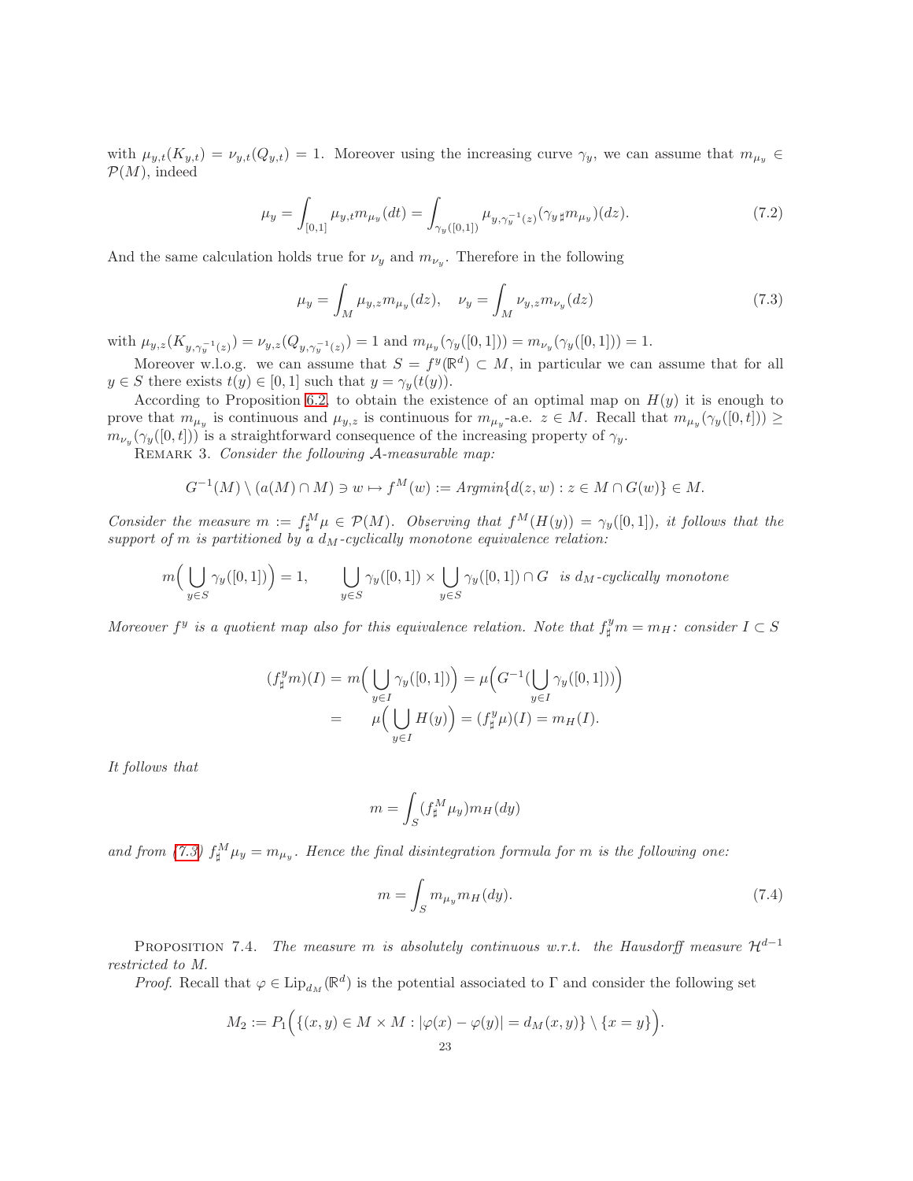with $\mu_{y,t}(K_{y,t}) = \nu_{y,t}(Q_{y,t}) = 1$. Moreover using the increasing curve $\gamma_y$, we can assume that $m_{\mu_y} \in \mathcal{P}(M)$, indeed

$$\mu_y = \int_{[0,1]} \mu_{y,t} m_{\mu_y}(dt) = \int_{\gamma_y([0,1])} \mu_{y,\gamma_y^{-1}(z)} (\gamma_{y\,\sharp} m_{\mu_y})(dz). \tag{7.2}$$

And the same calculation holds true for $\nu_y$ and $m_{\nu_y}$. Therefore in the following

$$\mu_y = \int_M \mu_{y,z} m_{\mu_y}(dz), \quad \nu_y = \int_M \nu_{y,z} m_{\nu_y}(dz) \tag{7.3}$$

with $\mu_{y,z}(K_{y,\gamma_y^{-1}(z)}) = \nu_{y,z}(Q_{y,\gamma_y^{-1}(z)}) = 1$ and $m_{\mu_y}(\gamma_y([0,1])) = m_{\nu_y}(\gamma_y([0,1])) = 1$.

Moreover w.l.o.g. we can assume that $S = f^y(\mathbb{R}^d) \subset M$, in particular we can assume that for all $y \in S$ there exists $t(y) \in [0,1]$ such that $y = \gamma_y(t(y))$.

According to Proposition 6.2, to obtain the existence of an optimal map on $H(y)$ it is enough to prove that $m_{\mu_y}$ is continuous and $\mu_{y,z}$ is continuous for $m_{\mu_y}$-a.e. $z \in M$. Recall that $m_{\mu_y}(\gamma_y([0,t])) \geq m_{\nu_y}(\gamma_y([0,t]))$ is a straightforward consequence of the increasing property of $\gamma_y$.

Remark 3. *Consider the following $\mathcal{A}$-measurable map:*

$$G^{-1}(M) \setminus (a(M) \cap M) \ni w \mapsto f^M(w) := Argmin\{d(z,w) : z \in M \cap G(w)\} \in M.$$

*Consider the measure $m := f^M_\sharp \mu \in \mathcal{P}(M)$. Observing that $f^M(H(y)) = \gamma_y([0,1])$, it follows that the support of $m$ is partitioned by a $d_M$-cyclically monotone equivalence relation:*

$$m\Big(\bigcup_{y\in S} \gamma_y([0,1])\Big) = 1, \qquad \bigcup_{y\in S} \gamma_y([0,1]) \times \bigcup_{y\in S} \gamma_y([0,1]) \cap G \ \text{ is } d_M\text{-cyclically monotone}$$

*Moreover $f^y$ is a quotient map also for this equivalence relation. Note that $f^y_\sharp m = m_H$: consider $I \subset S$*

$$\begin{aligned}
(f^y_\sharp m)(I) &= m\Big(\bigcup_{y\in I} \gamma_y([0,1])\Big) = \mu\Big(G^{-1}\big(\bigcup_{y\in I} \gamma_y([0,1])\big)\Big) \\
&= \quad \mu\Big(\bigcup_{y\in I} H(y)\Big) = (f^y_\sharp \mu)(I) = m_H(I).
\end{aligned}$$

*It follows that*

$$m = \int_S (f^M_\sharp \mu_y) m_H(dy)$$

*and from (7.3) $f^M_\sharp \mu_y = m_{\mu_y}$. Hence the final disintegration formula for $m$ is the following one:*

$$m = \int_S m_{\mu_y} m_H(dy). \tag{7.4}$$

Proposition 7.4. *The measure $m$ is absolutely continuous w.r.t. the Hausdorff measure $\mathcal{H}^{d-1}$ restricted to $M$.*

*Proof.* Recall that $\varphi \in \mathrm{Lip}_{d_M}(\mathbb{R}^d)$ is the potential associated to $\Gamma$ and consider the following set

$$M_2 := P_1\Big(\{(x,y) \in M \times M : |\varphi(x) - \varphi(y)| = d_M(x,y)\} \setminus \{x = y\}\Big).$$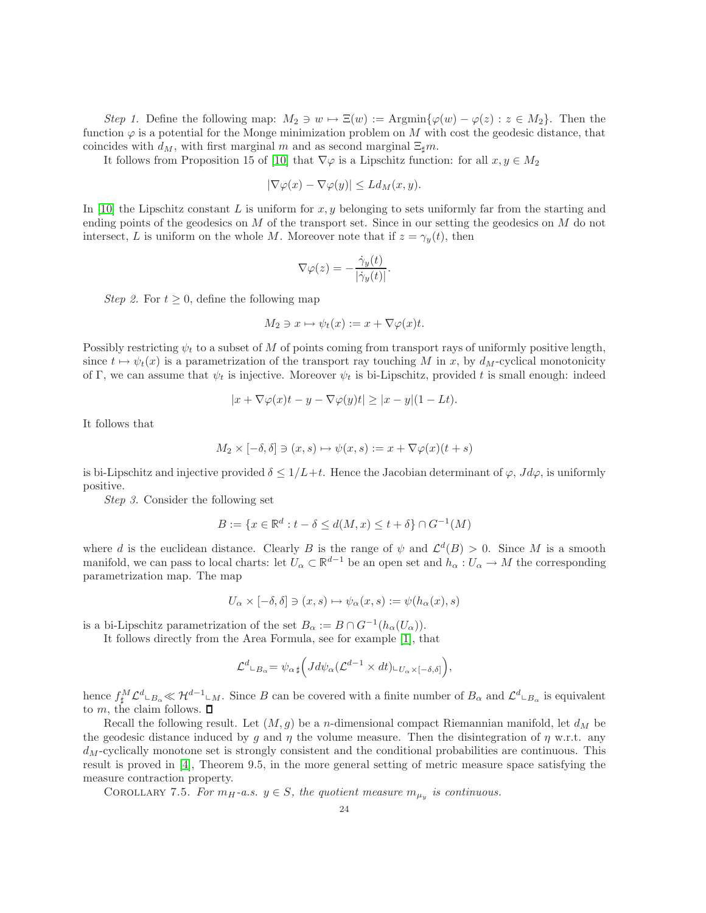*Step 1.* Define the following map: $M_2 \ni w \mapsto \Xi(w) := \mathrm{Argmin}\{\varphi(w) - \varphi(z) : z \in M_2\}$. Then the function $\varphi$ is a potential for the Monge minimization problem on $M$ with cost the geodesic distance, that coincides with $d_M$, with first marginal $m$ and as second marginal $\Xi_\sharp m$.

It follows from Proposition 15 of [10] that $\nabla\varphi$ is a Lipschitz function: for all $x, y \in M_2$

$$|\nabla\varphi(x) - \nabla\varphi(y)| \leq L d_M(x, y).$$

In [10] the Lipschitz constant $L$ is uniform for $x, y$ belonging to sets uniformly far from the starting and ending points of the geodesics on $M$ of the transport set. Since in our setting the geodesics on $M$ do not intersect, $L$ is uniform on the whole $M$. Moreover note that if $z = \gamma_y(t)$, then

$$\nabla\varphi(z) = -\frac{\dot{\gamma}_y(t)}{|\dot{\gamma}_y(t)|}.$$

*Step 2.* For $t \geq 0$, define the following map

$$M_2 \ni x \mapsto \psi_t(x) := x + \nabla\varphi(x)t.$$

Possibly restricting $\psi_t$ to a subset of $M$ of points coming from transport rays of uniformly positive length, since $t \mapsto \psi_t(x)$ is a parametrization of the transport ray touching $M$ in $x$, by $d_M$-cyclical monotonicity of $\Gamma$, we can assume that $\psi_t$ is injective. Moreover $\psi_t$ is bi-Lipschitz, provided $t$ is small enough: indeed

$$|x + \nabla\varphi(x)t - y - \nabla\varphi(y)t| \geq |x - y|(1 - Lt).$$

It follows that

$$M_2 \times [-\delta, \delta] \ni (x, s) \mapsto \psi(x, s) := x + \nabla\varphi(x)(t + s)$$

is bi-Lipschitz and injective provided $\delta \leq 1/L + t$. Hence the Jacobian determinant of $\varphi$, $Jd\varphi$, is uniformly positive.

*Step 3.* Consider the following set

$$B := \{x \in \mathbb{R}^d : t - \delta \leq d(M, x) \leq t + \delta\} \cap G^{-1}(M)$$

where $d$ is the euclidean distance. Clearly $B$ is the range of $\psi$ and $\mathcal{L}^d(B) > 0$. Since $M$ is a smooth manifold, we can pass to local charts: let $U_\alpha \subset \mathbb{R}^{d-1}$ be an open set and $h_\alpha : U_\alpha \to M$ the corresponding parametrization map. The map

$$U_\alpha \times [-\delta, \delta] \ni (x, s) \mapsto \psi_\alpha(x, s) := \psi(h_\alpha(x), s)$$

is a bi-Lipschitz parametrization of the set $B_\alpha := B \cap G^{-1}(h_\alpha(U_\alpha))$.

It follows directly from the Area Formula, see for example [1], that

$$\mathcal{L}^d \llcorner_{B_\alpha} = \psi_{\alpha\,\sharp}\Big(Jd\psi_\alpha(\mathcal{L}^{d-1} \times dt)\llcorner_{U_\alpha \times [-\delta,\delta]}\Big),$$

hence $f^M_\sharp \mathcal{L}^d \llcorner_{B_\alpha} \ll \mathcal{H}^{d-1}\llcorner_M$. Since $B$ can be covered with a finite number of $B_\alpha$ and $\mathcal{L}^d\llcorner_{B_\alpha}$ is equivalent to $m$, the claim follows. $\square$

Recall the following result. Let $(M, g)$ be a $n$-dimensional compact Riemannian manifold, let $d_M$ be the geodesic distance induced by $g$ and $\eta$ the volume measure. Then the disintegration of $\eta$ w.r.t. any $d_M$-cyclically monotone set is strongly consistent and the conditional probabilities are continuous. This result is proved in [4], Theorem 9.5, in the more general setting of metric measure space satisfying the measure contraction property.

COROLLARY 7.5. *For $m_H$-a.s. $y \in S$, the quotient measure $m_{\mu_y}$ is continuous.*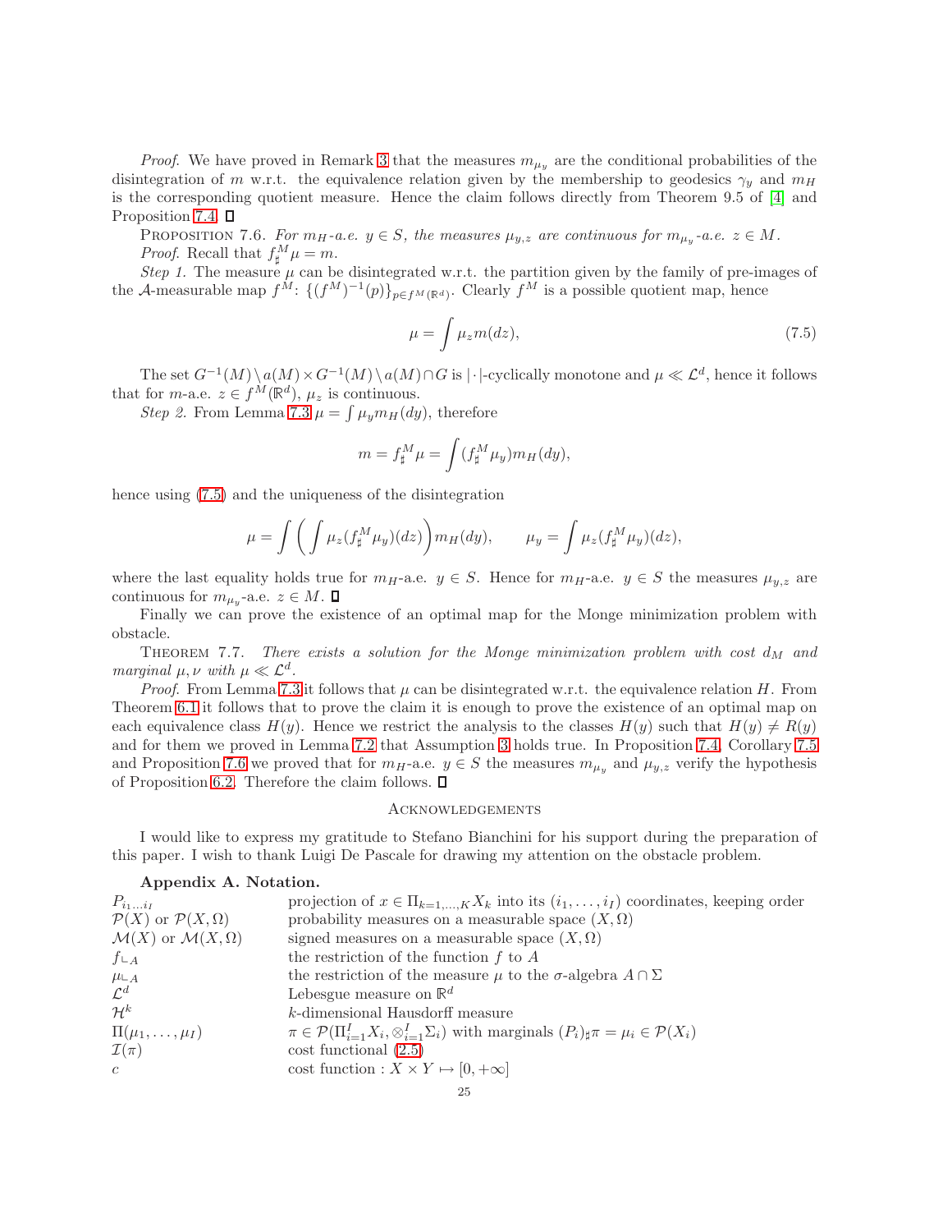*Proof.* We have proved in Remark 3 that the measures $m_{\mu_y}$ are the conditional probabilities of the disintegration of $m$ w.r.t. the equivalence relation given by the membership to geodesics $\gamma_y$ and $m_H$ is the corresponding quotient measure. Hence the claim follows directly from Theorem 9.5 of [4] and Proposition 7.4. ∎

PROPOSITION 7.6. *For $m_H$-a.e. $y \in S$, the measures $\mu_{y,z}$ are continuous for $m_{\mu_y}$-a.e. $z \in M$.*

*Proof.* Recall that $f^M_\sharp \mu = m$.

*Step 1.* The measure $\mu$ can be disintegrated w.r.t. the partition given by the family of pre-images of the $\mathcal{A}$-measurable map $f^M$: $\{(f^M)^{-1}(p)\}_{p \in f^M(\mathbb{R}^d)}$. Clearly $f^M$ is a possible quotient map, hence

$$\mu = \int \mu_z m(dz), \tag{7.5}$$

The set $G^{-1}(M) \setminus a(M) \times G^{-1}(M) \setminus a(M) \cap G$ is $|\cdot|$-cyclically monotone and $\mu \ll \mathcal{L}^d$, hence it follows that for $m$-a.e. $z \in f^M(\mathbb{R}^d)$, $\mu_z$ is continuous.

*Step 2.* From Lemma 7.3 $\mu = \int \mu_y m_H(dy)$, therefore

$$m = f^M_\sharp \mu = \int (f^M_\sharp \mu_y) m_H(dy),$$

hence using (7.5) and the uniqueness of the disintegration

$$\mu = \int \bigg( \int \mu_z (f^M_\sharp \mu_y)(dz) \bigg) m_H(dy), \qquad \mu_y = \int \mu_z (f^M_\sharp \mu_y)(dz),$$

where the last equality holds true for $m_H$-a.e. $y \in S$. Hence for $m_H$-a.e. $y \in S$ the measures $\mu_{y,z}$ are continuous for $m_{\mu_y}$-a.e. $z \in M$. ∎

Finally we can prove the existence of an optimal map for the Monge minimization problem with obstacle.

THEOREM 7.7. *There exists a solution for the Monge minimization problem with cost $d_M$ and marginal $\mu, \nu$ with $\mu \ll \mathcal{L}^d$.*

*Proof.* From Lemma 7.3 it follows that $\mu$ can be disintegrated w.r.t. the equivalence relation $H$. From Theorem 6.1 it follows that to prove the claim it is enough to prove the existence of an optimal map on each equivalence class $H(y)$. Hence we restrict the analysis to the classes $H(y)$ such that $H(y) \neq R(y)$ and for them we proved in Lemma 7.2 that Assumption 3 holds true. In Proposition 7.4, Corollary 7.5 and Proposition 7.6 we proved that for $m_H$-a.e. $y \in S$ the measures $m_{\mu_y}$ and $\mu_{y,z}$ verify the hypothesis of Proposition 6.2. Therefore the claim follows. ∎

## ACKNOWLEDGEMENTS

I would like to express my gratitude to Stefano Bianchini for his support during the preparation of this paper. I wish to thank Luigi De Pascale for drawing my attention on the obstacle problem.

## Appendix A. Notation.

| | |
|---|---|
| $P_{i_1 \dots i_I}$ | projection of $x \in \Pi_{k=1,\dots,K} X_k$ into its $(i_1, \dots, i_I)$ coordinates, keeping order |
| $\mathcal{P}(X)$ or $\mathcal{P}(X, \Omega)$ | probability measures on a measurable space $(X, \Omega)$ |
| $\mathcal{M}(X)$ or $\mathcal{M}(X, \Omega)$ | signed measures on a measurable space $(X, \Omega)$ |
| $f \llcorner_A$ | the restriction of the function $f$ to $A$ |
| $\mu \llcorner_A$ | the restriction of the measure $\mu$ to the $\sigma$-algebra $A \cap \Sigma$ |
| $\mathcal{L}^d$ | Lebesgue measure on $\mathbb{R}^d$ |
| $\mathcal{H}^k$ | $k$-dimensional Hausdorff measure |
| $\Pi(\mu_1, \dots, \mu_I)$ | $\pi \in \mathcal{P}(\Pi_{i=1}^I X_i, \otimes_{i=1}^I \Sigma_i)$ with marginals $(P_i)_\sharp \pi = \mu_i \in \mathcal{P}(X_i)$ |
| $\mathcal{I}(\pi)$ | cost functional (2.5) |
| $c$ | cost function : $X \times Y \mapsto [0, +\infty]$ |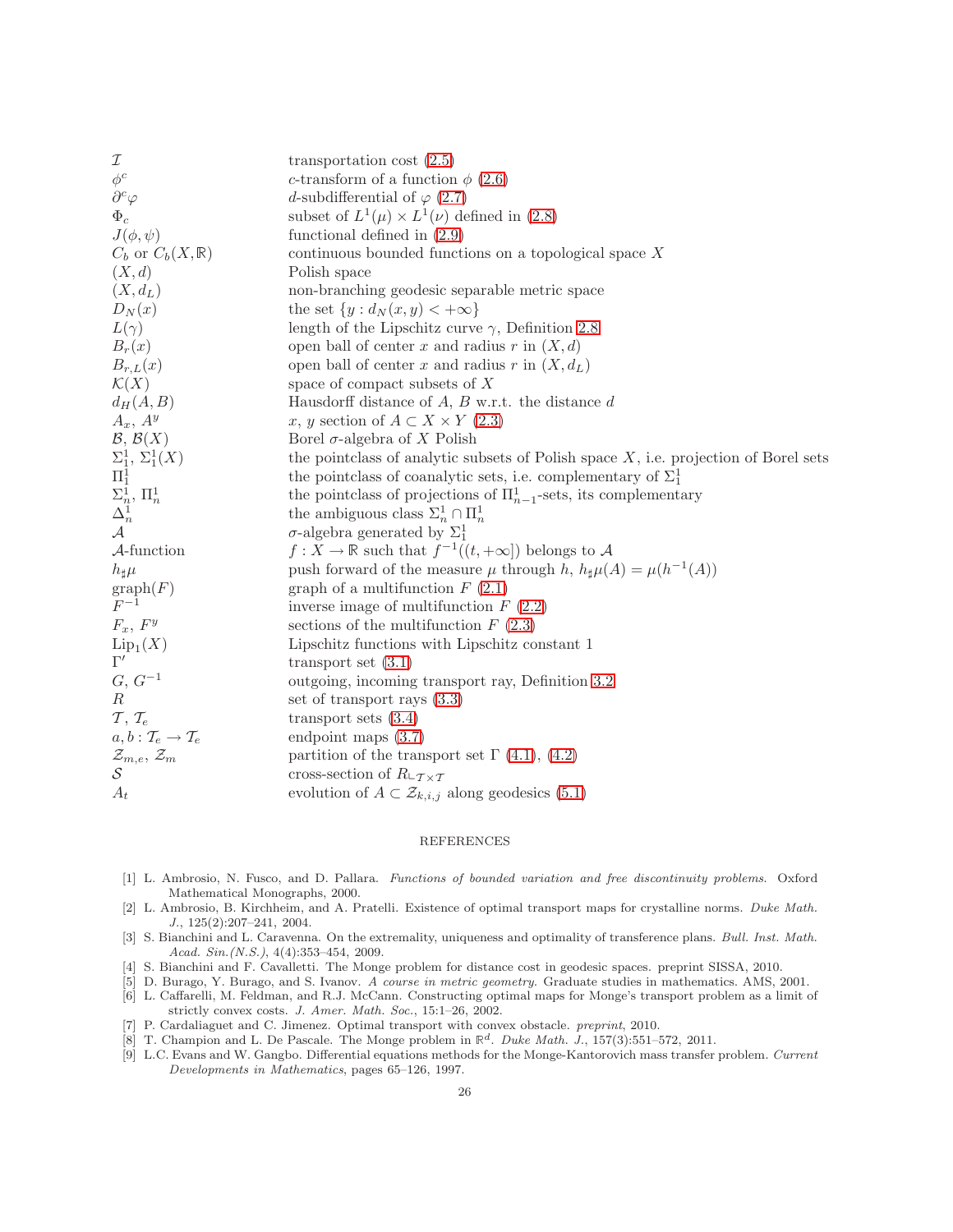| | |
|---|---|
| $\mathcal{I}$ | transportation cost (2.5) |
| $\phi^c$ | $c$-transform of a function $\phi$ (2.6) |
| $\partial^c \varphi$ | $d$-subdifferential of $\varphi$ (2.7) |
| $\Phi_c$ | subset of $L^1(\mu) \times L^1(\nu)$ defined in (2.8) |
| $J(\phi, \psi)$ | functional defined in (2.9) |
| $C_b$ or $C_b(X, \mathbb{R})$ | continuous bounded functions on a topological space $X$ |
| $(X, d)$ | Polish space |
| $(X, d_L)$ | non-branching geodesic separable metric space |
| $D_N(x)$ | the set $\{y : d_N(x, y) < +\infty\}$ |
| $L(\gamma)$ | length of the Lipschitz curve $\gamma$, Definition 2.8 |
| $B_r(x)$ | open ball of center $x$ and radius $r$ in $(X, d)$ |
| $B_{r,L}(x)$ | open ball of center $x$ and radius $r$ in $(X, d_L)$ |
| $\mathcal{K}(X)$ | space of compact subsets of $X$ |
| $d_H(A, B)$ | Hausdorff distance of $A$, $B$ w.r.t. the distance $d$ |
| $A_x$, $A^y$ | $x$, $y$ section of $A \subset X \times Y$ (2.3) |
| $\mathcal{B}$, $\mathcal{B}(X)$ | Borel $\sigma$-algebra of $X$ Polish |
| $\Sigma^1_1$, $\Sigma^1_1(X)$ | the pointclass of analytic subsets of Polish space $X$, i.e. projection of Borel sets |
| $\Pi^1_1$ | the pointclass of coanalytic sets, i.e. complementary of $\Sigma^1_1$ |
| $\Sigma^1_n$, $\Pi^1_n$ | the pointclass of projections of $\Pi^1_{n-1}$-sets, its complementary |
| $\Delta^1_n$ | the ambiguous class $\Sigma^1_n \cap \Pi^1_n$ |
| $\mathcal{A}$ | $\sigma$-algebra generated by $\Sigma^1_1$ |
| $\mathcal{A}$-function | $f : X \to \mathbb{R}$ such that $f^{-1}((t, +\infty])$ belongs to $\mathcal{A}$ |
| $h_\sharp \mu$ | push forward of the measure $\mu$ through $h$, $h_\sharp \mu(A) = \mu(h^{-1}(A))$ |
| $\mathrm{graph}(F)$ | graph of a multifunction $F$ (2.1) |
| $F^{-1}$ | inverse image of multifunction $F$ (2.2) |
| $F_x$, $F^y$ | sections of the multifunction $F$ (2.3) |
| $\mathrm{Lip}_1(X)$ | Lipschitz functions with Lipschitz constant 1 |
| $\Gamma'$ | transport set (3.1) |
| $G$, $G^{-1}$ | outgoing, incoming transport ray, Definition 3.2 |
| $R$ | set of transport rays (3.3) |
| $\mathcal{T}$, $\mathcal{T}_e$ | transport sets (3.4) |
| $a, b : \mathcal{T}_e \to \mathcal{T}_e$ | endpoint maps (3.7) |
| $\mathcal{Z}_{m,e}$, $\mathcal{Z}_m$ | partition of the transport set $\Gamma$ (4.1), (4.2) |
| $\mathcal{S}$ | cross-section of $R_{\llcorner \mathcal{T} \times \mathcal{T}}$ |
| $A_t$ | evolution of $A \subset \mathcal{Z}_{k,i,j}$ along geodesics (5.1) |

## REFERENCES

[1] L. Ambrosio, N. Fusco, and D. Pallara. *Functions of bounded variation and free discontinuity problems.* Oxford Mathematical Monographs, 2000.

[2] L. Ambrosio, B. Kirchheim, and A. Pratelli. Existence of optimal transport maps for crystalline norms. *Duke Math. J.*, 125(2):207–241, 2004.

[3] S. Bianchini and L. Caravenna. On the extremality, uniqueness and optimality of transference plans. *Bull. Inst. Math. Acad. Sin.(N.S.)*, 4(4):353–454, 2009.

[4] S. Bianchini and F. Cavalletti. The Monge problem for distance cost in geodesic spaces. preprint SISSA, 2010.

[5] D. Burago, Y. Burago, and S. Ivanov. *A course in metric geometry.* Graduate studies in mathematics. AMS, 2001.

[6] L. Caffarelli, M. Feldman, and R.J. McCann. Constructing optimal maps for Monge's transport problem as a limit of strictly convex costs. *J. Amer. Math. Soc.*, 15:1–26, 2002.

[7] P. Cardaliaguet and C. Jimenez. Optimal transport with convex obstacle. *preprint*, 2010.

[8] T. Champion and L. De Pascale. The Monge problem in $\mathbb{R}^d$. *Duke Math. J.*, 157(3):551–572, 2011.

[9] L.C. Evans and W. Gangbo. Differential equations methods for the Monge-Kantorovich mass transfer problem. *Current Developments in Mathematics*, pages 65–126, 1997.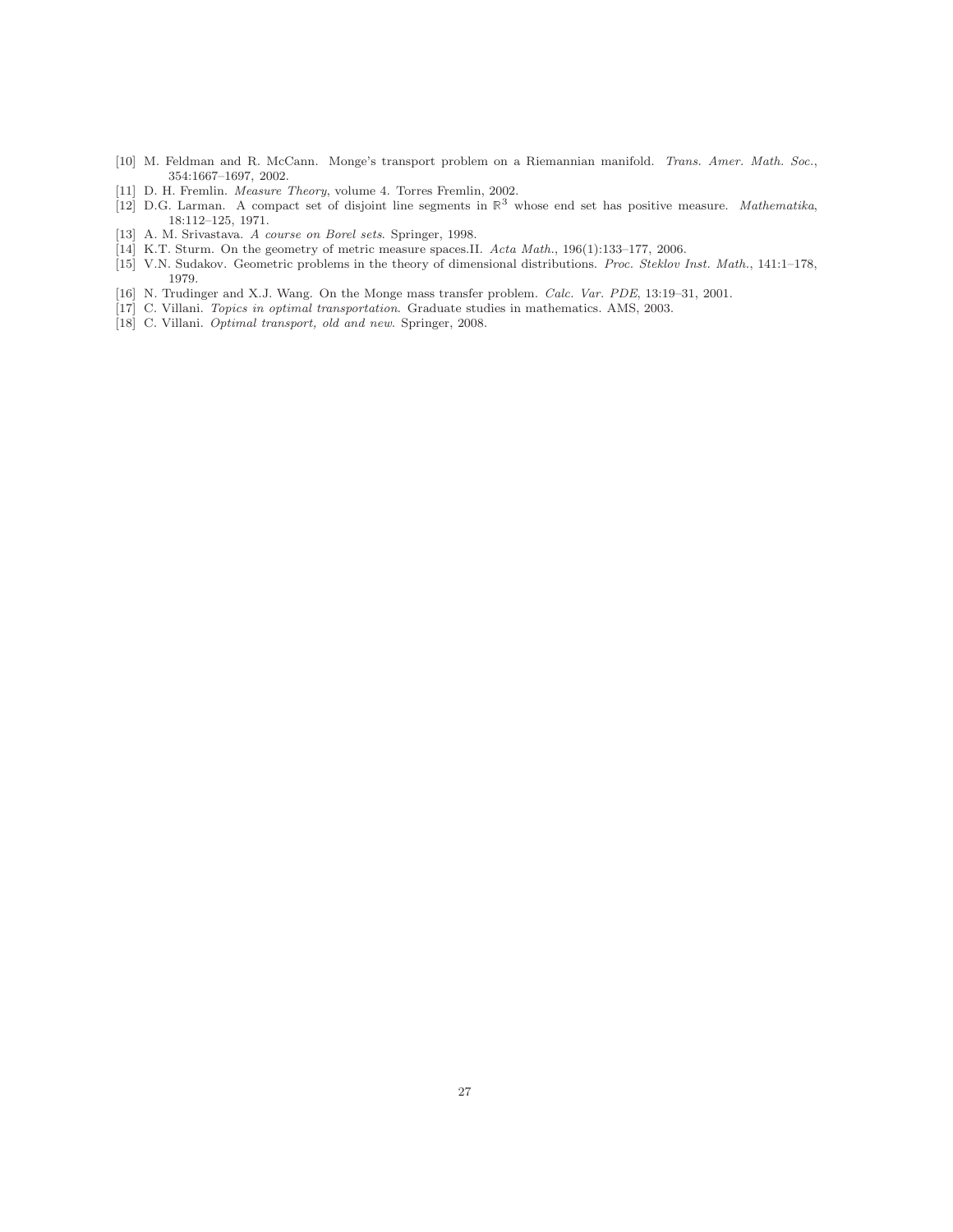[10] M. Feldman and R. McCann. Monge's transport problem on a Riemannian manifold. *Trans. Amer. Math. Soc.*, 354:1667–1697, 2002.

[11] D. H. Fremlin. *Measure Theory*, volume 4. Torres Fremlin, 2002.

[12] D.G. Larman. A compact set of disjoint line segments in $\mathbb{R}^3$ whose end set has positive measure. *Mathematika*, 18:112–125, 1971.

[13] A. M. Srivastava. *A course on Borel sets*. Springer, 1998.

[14] K.T. Sturm. On the geometry of metric measure spaces.II. *Acta Math.*, 196(1):133–177, 2006.

[15] V.N. Sudakov. Geometric problems in the theory of dimensional distributions. *Proc. Steklov Inst. Math.*, 141:1–178, 1979.

[16] N. Trudinger and X.J. Wang. On the Monge mass transfer problem. *Calc. Var. PDE*, 13:19–31, 2001.

[17] C. Villani. *Topics in optimal transportation*. Graduate studies in mathematics. AMS, 2003.

[18] C. Villani. *Optimal transport, old and new*. Springer, 2008.